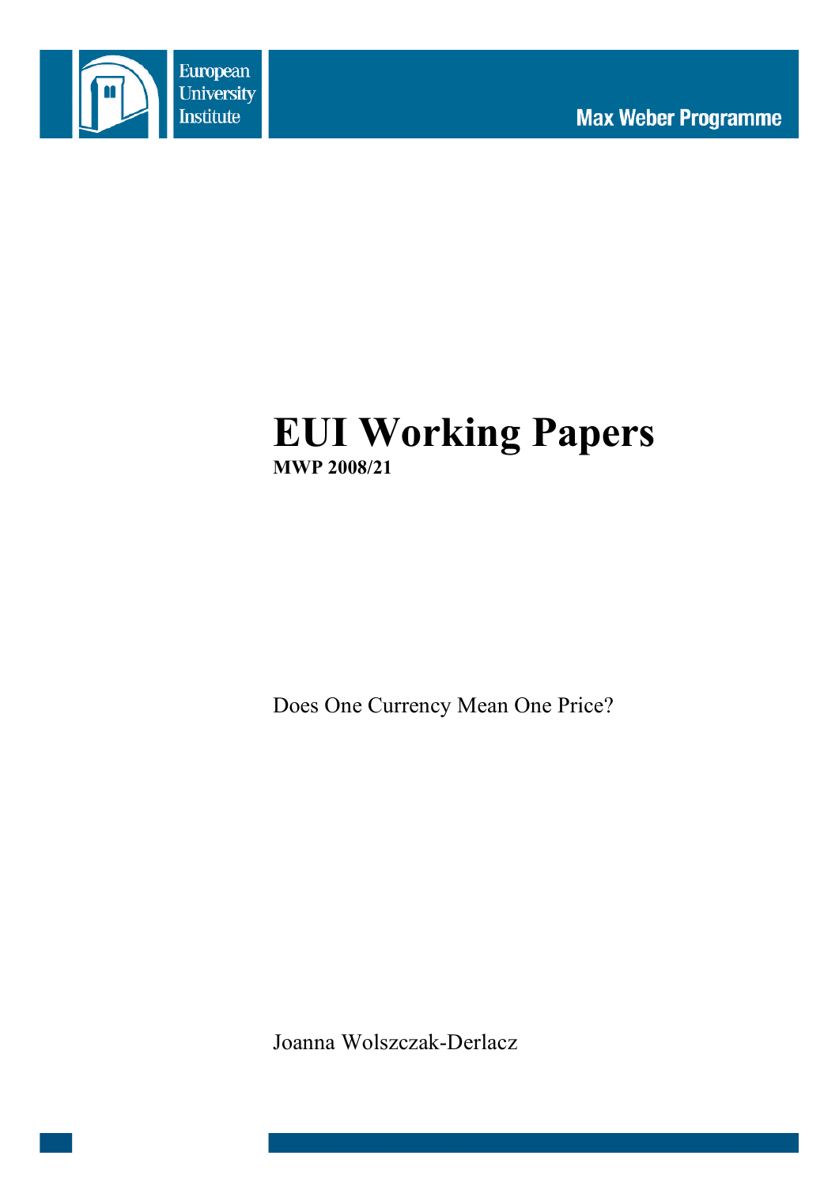European University Institute

Max Weber Programme

# EUI Working Papers

**MWP 2008/21**

Does One Currency Mean One Price?

Joanna Wolszczak-Derlacz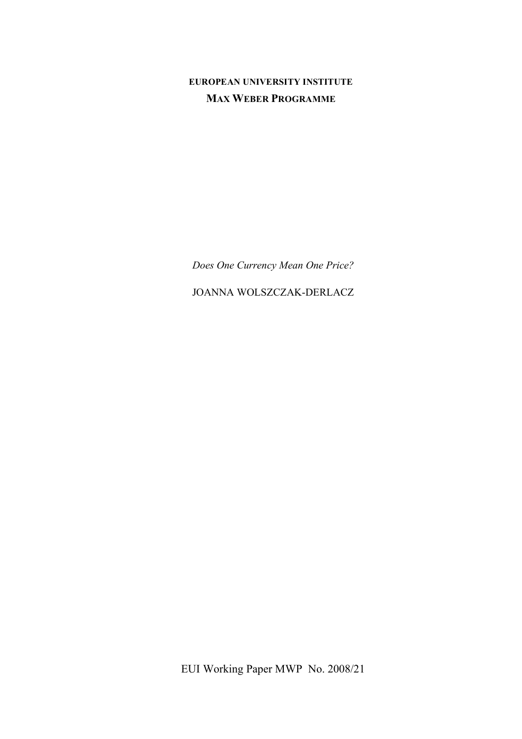**EUROPEAN UNIVERSITY INSTITUTE**

**MAX WEBER PROGRAMME**

*Does One Currency Mean One Price?*

JOANNA WOLSZCZAK-DERLACZ

EUI Working Paper MWP No. 2008/21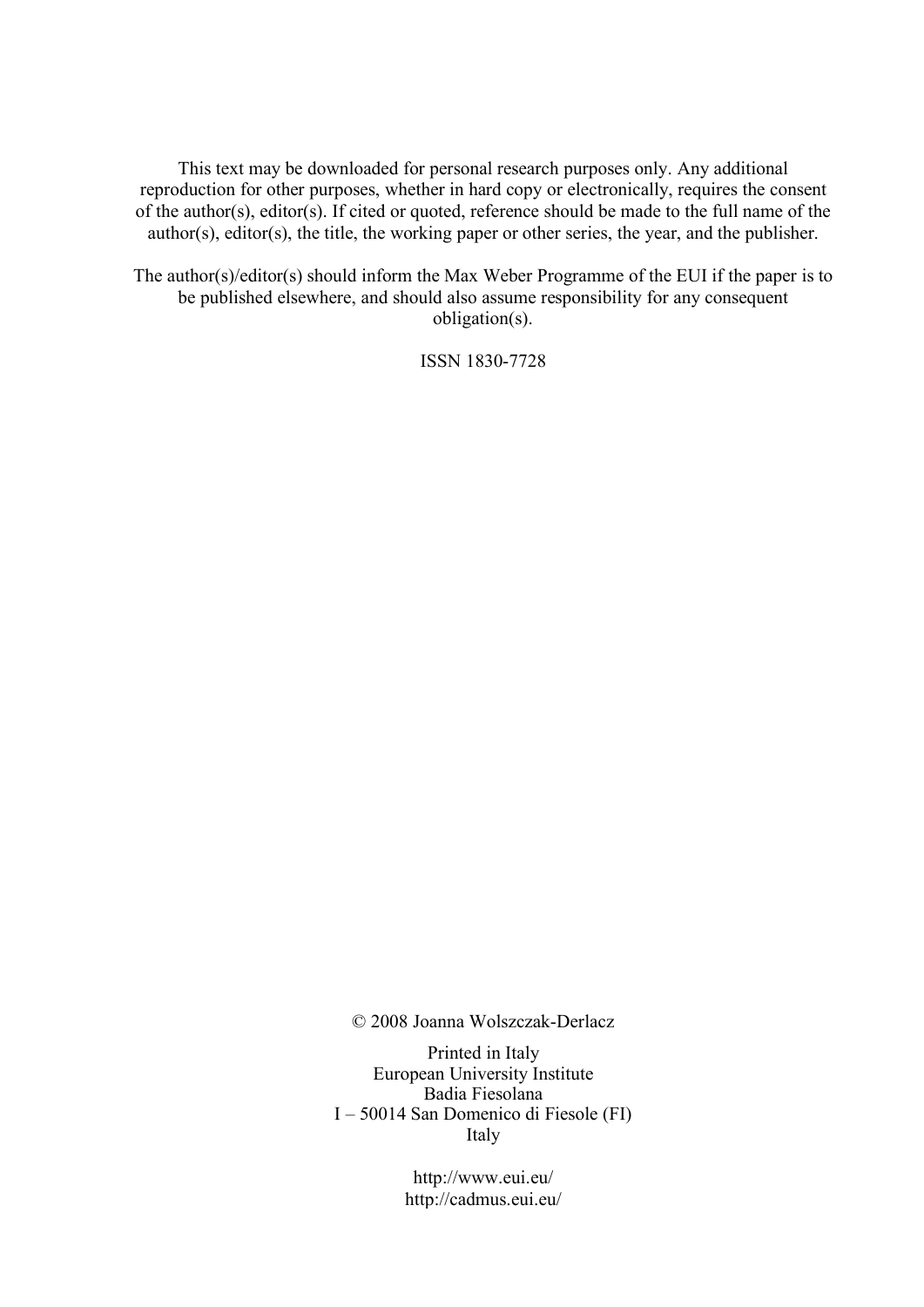This text may be downloaded for personal research purposes only. Any additional reproduction for other purposes, whether in hard copy or electronically, requires the consent of the author(s), editor(s). If cited or quoted, reference should be made to the full name of the author(s), editor(s), the title, the working paper or other series, the year, and the publisher.

The author(s)/editor(s) should inform the Max Weber Programme of the EUI if the paper is to be published elsewhere, and should also assume responsibility for any consequent obligation(s).

ISSN 1830-7728

© 2008 Joanna Wolszczak-Derlacz

Printed in Italy
European University Institute
Badia Fiesolana
I – 50014 San Domenico di Fiesole (FI)
Italy

http://www.eui.eu/
http://cadmus.eui.eu/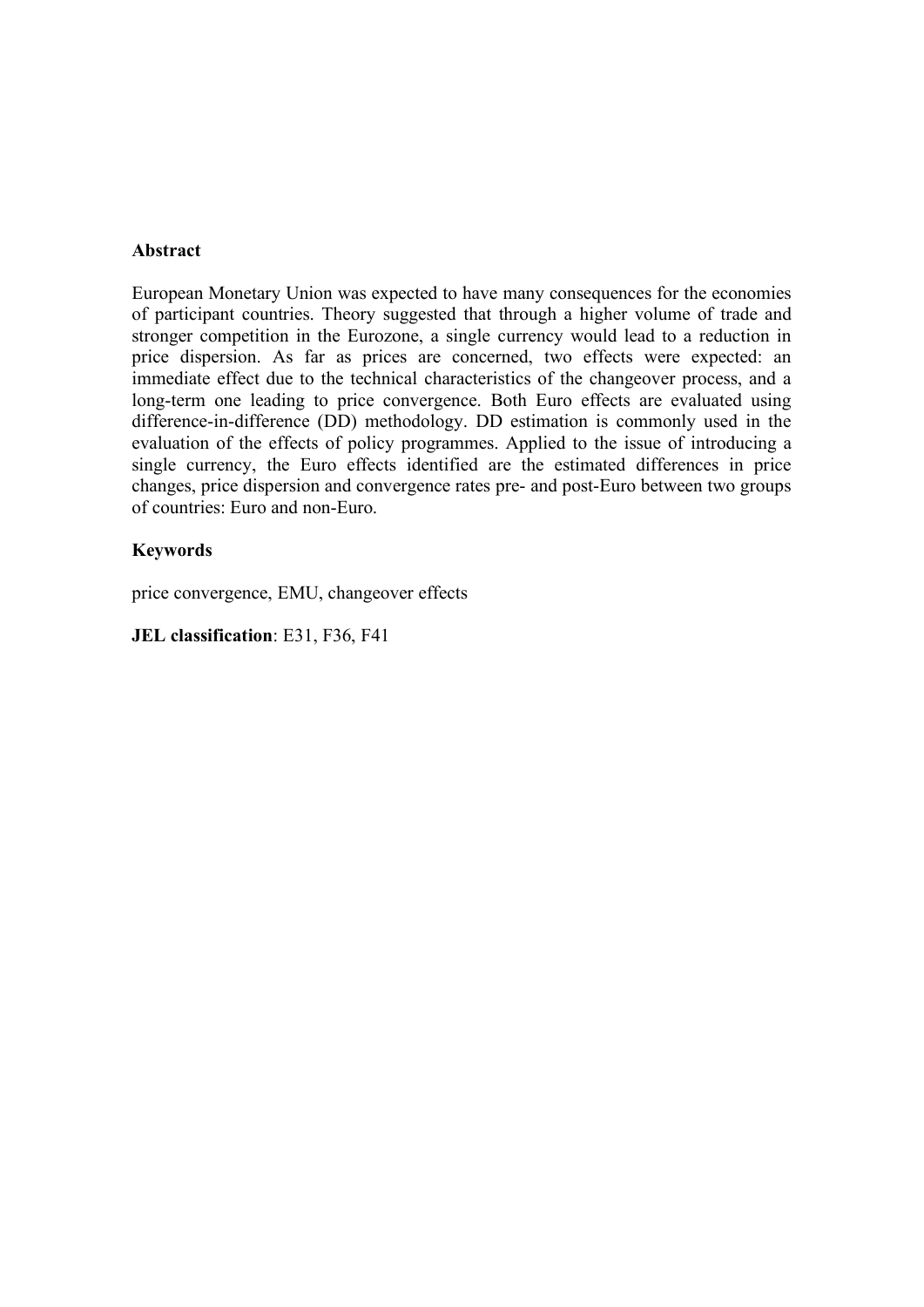**Abstract**

European Monetary Union was expected to have many consequences for the economies of participant countries. Theory suggested that through a higher volume of trade and stronger competition in the Eurozone, a single currency would lead to a reduction in price dispersion. As far as prices are concerned, two effects were expected: an immediate effect due to the technical characteristics of the changeover process, and a long-term one leading to price convergence. Both Euro effects are evaluated using difference-in-difference (DD) methodology. DD estimation is commonly used in the evaluation of the effects of policy programmes. Applied to the issue of introducing a single currency, the Euro effects identified are the estimated differences in price changes, price dispersion and convergence rates pre- and post-Euro between two groups of countries: Euro and non-Euro.

**Keywords**

price convergence, EMU, changeover effects

**JEL classification**: E31, F36, F41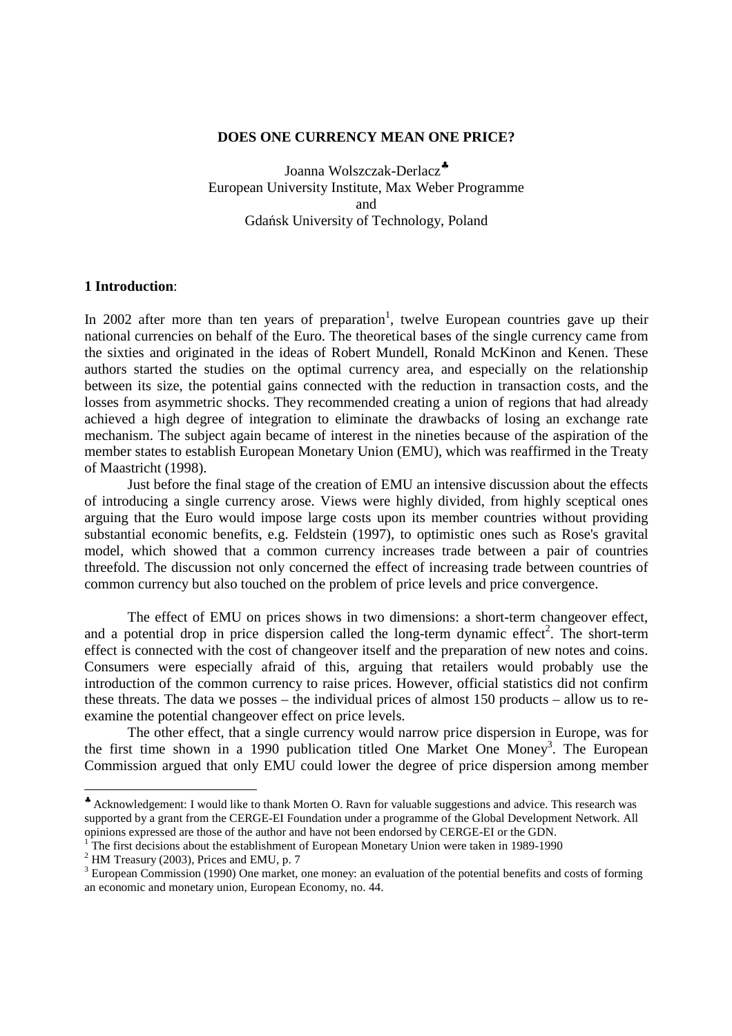**DOES ONE CURRENCY MEAN ONE PRICE?**

Joanna Wolszczak-Derlacz[♣]
European University Institute, Max Weber Programme
and
Gdańsk University of Technology, Poland

## 1 Introduction:

In 2002 after more than ten years of preparation[1], twelve European countries gave up their national currencies on behalf of the Euro. The theoretical bases of the single currency came from the sixties and originated in the ideas of Robert Mundell, Ronald McKinon and Kenen. These authors started the studies on the optimal currency area, and especially on the relationship between its size, the potential gains connected with the reduction in transaction costs, and the losses from asymmetric shocks. They recommended creating a union of regions that had already achieved a high degree of integration to eliminate the drawbacks of losing an exchange rate mechanism. The subject again became of interest in the nineties because of the aspiration of the member states to establish European Monetary Union (EMU), which was reaffirmed in the Treaty of Maastricht (1998).

Just before the final stage of the creation of EMU an intensive discussion about the effects of introducing a single currency arose. Views were highly divided, from highly sceptical ones arguing that the Euro would impose large costs upon its member countries without providing substantial economic benefits, e.g. Feldstein (1997), to optimistic ones such as Rose's gravital model, which showed that a common currency increases trade between a pair of countries threefold. The discussion not only concerned the effect of increasing trade between countries of common currency but also touched on the problem of price levels and price convergence.

The effect of EMU on prices shows in two dimensions: a short-term changeover effect, and a potential drop in price dispersion called the long-term dynamic effect[2]. The short-term effect is connected with the cost of changeover itself and the preparation of new notes and coins. Consumers were especially afraid of this, arguing that retailers would probably use the introduction of the common currency to raise prices. However, official statistics did not confirm these threats. The data we posses – the individual prices of almost 150 products – allow us to re-examine the potential changeover effect on price levels.

The other effect, that a single currency would narrow price dispersion in Europe, was for the first time shown in a 1990 publication titled One Market One Money[3]. The European Commission argued that only EMU could lower the degree of price dispersion among member

---

[♣] Acknowledgement: I would like to thank Morten O. Ravn for valuable suggestions and advice. This research was supported by a grant from the CERGE-EI Foundation under a programme of the Global Development Network. All opinions expressed are those of the author and have not been endorsed by CERGE-EI or the GDN.

[1] The first decisions about the establishment of European Monetary Union were taken in 1989-1990

[2] HM Treasury (2003), Prices and EMU, p. 7

[3] European Commission (1990) One market, one money: an evaluation of the potential benefits and costs of forming an economic and monetary union, European Economy, no. 44.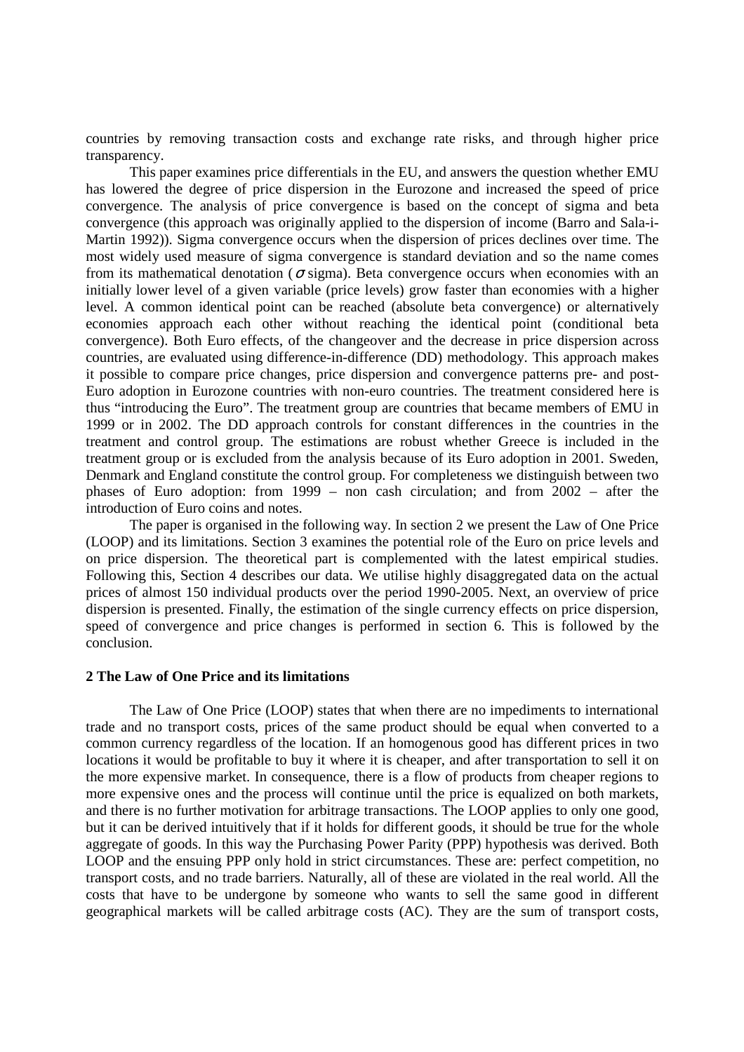countries by removing transaction costs and exchange rate risks, and through higher price transparency.

This paper examines price differentials in the EU, and answers the question whether EMU has lowered the degree of price dispersion in the Eurozone and increased the speed of price convergence. The analysis of price convergence is based on the concept of sigma and beta convergence (this approach was originally applied to the dispersion of income (Barro and Sala-i-Martin 1992)). Sigma convergence occurs when the dispersion of prices declines over time. The most widely used measure of sigma convergence is standard deviation and so the name comes from its mathematical denotation ($\sigma$ sigma). Beta convergence occurs when economies with an initially lower level of a given variable (price levels) grow faster than economies with a higher level. A common identical point can be reached (absolute beta convergence) or alternatively economies approach each other without reaching the identical point (conditional beta convergence). Both Euro effects, of the changeover and the decrease in price dispersion across countries, are evaluated using difference-in-difference (DD) methodology. This approach makes it possible to compare price changes, price dispersion and convergence patterns pre- and post-Euro adoption in Eurozone countries with non-euro countries. The treatment considered here is thus "introducing the Euro". The treatment group are countries that became members of EMU in 1999 or in 2002. The DD approach controls for constant differences in the countries in the treatment and control group. The estimations are robust whether Greece is included in the treatment group or is excluded from the analysis because of its Euro adoption in 2001. Sweden, Denmark and England constitute the control group. For completeness we distinguish between two phases of Euro adoption: from 1999 – non cash circulation; and from 2002 – after the introduction of Euro coins and notes.

The paper is organised in the following way. In section 2 we present the Law of One Price (LOOP) and its limitations. Section 3 examines the potential role of the Euro on price levels and on price dispersion. The theoretical part is complemented with the latest empirical studies. Following this, Section 4 describes our data. We utilise highly disaggregated data on the actual prices of almost 150 individual products over the period 1990-2005. Next, an overview of price dispersion is presented. Finally, the estimation of the single currency effects on price dispersion, speed of convergence and price changes is performed in section 6. This is followed by the conclusion.

## 2 The Law of One Price and its limitations

The Law of One Price (LOOP) states that when there are no impediments to international trade and no transport costs, prices of the same product should be equal when converted to a common currency regardless of the location. If an homogenous good has different prices in two locations it would be profitable to buy it where it is cheaper, and after transportation to sell it on the more expensive market. In consequence, there is a flow of products from cheaper regions to more expensive ones and the process will continue until the price is equalized on both markets, and there is no further motivation for arbitrage transactions. The LOOP applies to only one good, but it can be derived intuitively that if it holds for different goods, it should be true for the whole aggregate of goods. In this way the Purchasing Power Parity (PPP) hypothesis was derived. Both LOOP and the ensuing PPP only hold in strict circumstances. These are: perfect competition, no transport costs, and no trade barriers. Naturally, all of these are violated in the real world. All the costs that have to be undergone by someone who wants to sell the same good in different geographical markets will be called arbitrage costs (AC). They are the sum of transport costs,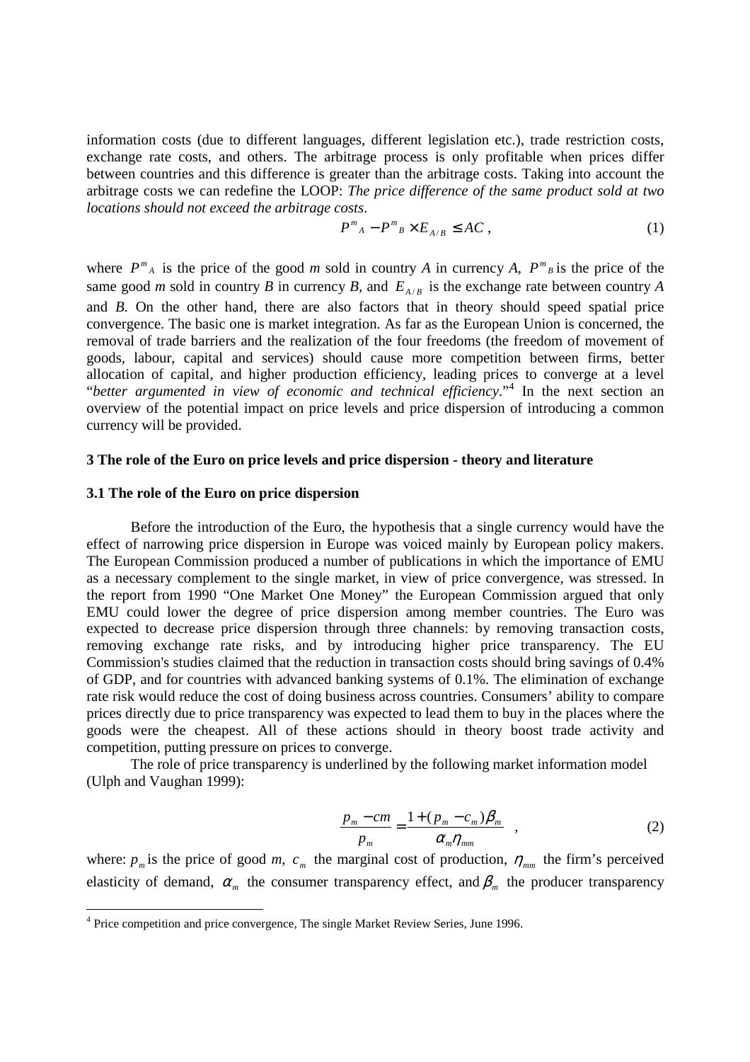information costs (due to different languages, different legislation etc.), trade restriction costs, exchange rate costs, and others. The arbitrage process is only profitable when prices differ between countries and this difference is greater than the arbitrage costs. Taking into account the arbitrage costs we can redefine the LOOP: *The price difference of the same product sold at two locations should not exceed the arbitrage costs*.

$$P^m{}_A - P^m{}_B \times E_{A/B} \leq AC\,, \tag{1}$$

where $P^m{}_A$ is the price of the good *m* sold in country *A* in currency *A*, $P^m{}_B$ is the price of the same good *m* sold in country *B* in currency *B*, and $E_{A/B}$ is the exchange rate between country *A* and *B*. On the other hand, there are also factors that in theory should speed spatial price convergence. The basic one is market integration. As far as the European Union is concerned, the removal of trade barriers and the realization of the four freedoms (the freedom of movement of goods, labour, capital and services) should cause more competition between firms, better allocation of capital, and higher production efficiency, leading prices to converge at a level "*better argumented in view of economic and technical efficiency*."[4] In the next section an overview of the potential impact on price levels and price dispersion of introducing a common currency will be provided.

## 3 The role of the Euro on price levels and price dispersion - theory and literature

### 3.1 The role of the Euro on price dispersion

Before the introduction of the Euro, the hypothesis that a single currency would have the effect of narrowing price dispersion in Europe was voiced mainly by European policy makers. The European Commission produced a number of publications in which the importance of EMU as a necessary complement to the single market, in view of price convergence, was stressed. In the report from 1990 "One Market One Money" the European Commission argued that only EMU could lower the degree of price dispersion among member countries. The Euro was expected to decrease price dispersion through three channels: by removing transaction costs, removing exchange rate risks, and by introducing higher price transparency. The EU Commission's studies claimed that the reduction in transaction costs should bring savings of 0.4% of GDP, and for countries with advanced banking systems of 0.1%. The elimination of exchange rate risk would reduce the cost of doing business across countries. Consumers' ability to compare prices directly due to price transparency was expected to lead them to buy in the places where the goods were the cheapest. All of these actions should in theory boost trade activity and competition, putting pressure on prices to converge.

The role of price transparency is underlined by the following market information model (Ulph and Vaughan 1999):

$$\frac{p_m - cm}{p_m} = \frac{1 + (p_m - c_m)\beta_m}{\alpha_m \eta_{mm}} \quad , \tag{2}$$

where: $p_m$ is the price of good *m*, $c_m$ the marginal cost of production, $\eta_{mm}$ the firm's perceived elasticity of demand, $\alpha_m$ the consumer transparency effect, and $\beta_m$ the producer transparency

[4] Price competition and price convergence, The single Market Review Series, June 1996.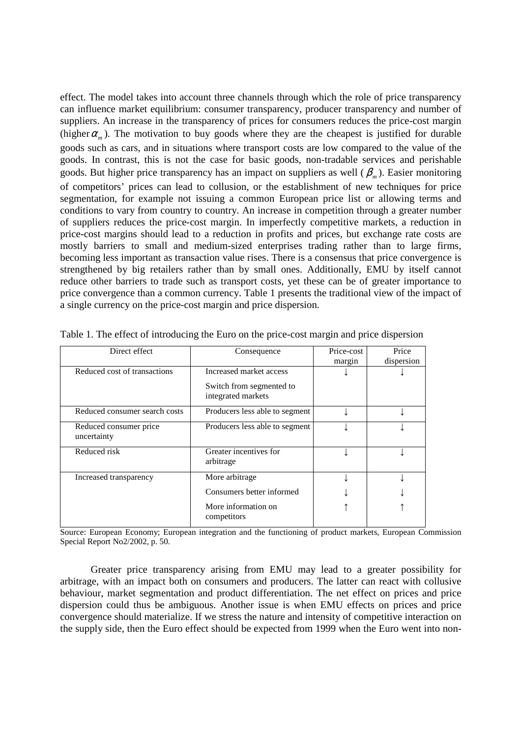effect. The model takes into account three channels through which the role of price transparency can influence market equilibrium: consumer transparency, producer transparency and number of suppliers. An increase in the transparency of prices for consumers reduces the price-cost margin (higher $\alpha_m$). The motivation to buy goods where they are the cheapest is justified for durable goods such as cars, and in situations where transport costs are low compared to the value of the goods. In contrast, this is not the case for basic goods, non-tradable services and perishable goods. But higher price transparency has an impact on suppliers as well ($\beta_m$). Easier monitoring of competitors' prices can lead to collusion, or the establishment of new techniques for price segmentation, for example not issuing a common European price list or allowing terms and conditions to vary from country to country. An increase in competition through a greater number of suppliers reduces the price-cost margin. In imperfectly competitive markets, a reduction in price-cost margins should lead to a reduction in profits and prices, but exchange rate costs are mostly barriers to small and medium-sized enterprises trading rather than to large firms, becoming less important as transaction value rises. There is a consensus that price convergence is strengthened by big retailers rather than by small ones. Additionally, EMU by itself cannot reduce other barriers to trade such as transport costs, yet these can be of greater importance to price convergence than a common currency. Table 1 presents the traditional view of the impact of a single currency on the price-cost margin and price dispersion.

Table 1. The effect of introducing the Euro on the price-cost margin and price dispersion

| Direct effect | Consequence | Price-cost margin | Price dispersion |
|---|---|---|---|
| Reduced cost of transactions | Increased market access | ↓ | ↓ |
| | Switch from segmented to integrated markets | | |
| Reduced consumer search costs | Producers less able to segment | ↓ | ↓ |
| Reduced consumer price uncertainty | Producers less able to segment | ↓ | ↓ |
| Reduced risk | Greater incentives for arbitrage | ↓ | ↓ |
| Increased transparency | More arbitrage | ↓ | ↓ |
| | Consumers better informed | ↓ | ↓ |
| | More information on competitors | ↑ | ↑ |

Source: European Economy; European integration and the functioning of product markets, European Commission Special Report No2/2002, p. 50.

Greater price transparency arising from EMU may lead to a greater possibility for arbitrage, with an impact both on consumers and producers. The latter can react with collusive behaviour, market segmentation and product differentiation. The net effect on prices and price dispersion could thus be ambiguous. Another issue is when EMU effects on prices and price convergence should materialize. If we stress the nature and intensity of competitive interaction on the supply side, then the Euro effect should be expected from 1999 when the Euro went into non-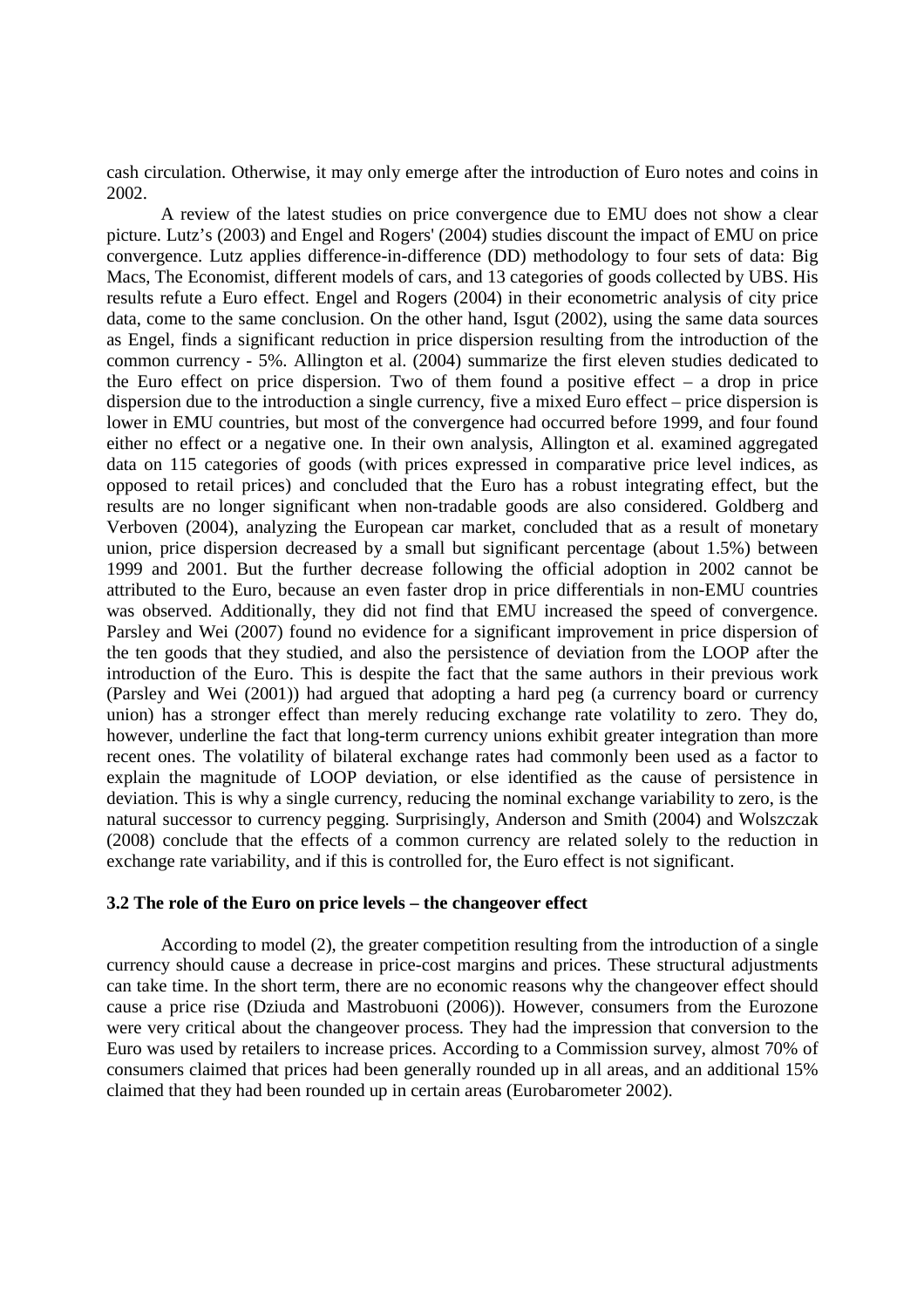cash circulation. Otherwise, it may only emerge after the introduction of Euro notes and coins in 2002.

A review of the latest studies on price convergence due to EMU does not show a clear picture. Lutz's (2003) and Engel and Rogers' (2004) studies discount the impact of EMU on price convergence. Lutz applies difference-in-difference (DD) methodology to four sets of data: Big Macs, The Economist, different models of cars, and 13 categories of goods collected by UBS. His results refute a Euro effect. Engel and Rogers (2004) in their econometric analysis of city price data, come to the same conclusion. On the other hand, Isgut (2002), using the same data sources as Engel, finds a significant reduction in price dispersion resulting from the introduction of the common currency - 5%. Allington et al. (2004) summarize the first eleven studies dedicated to the Euro effect on price dispersion. Two of them found a positive effect – a drop in price dispersion due to the introduction a single currency, five a mixed Euro effect – price dispersion is lower in EMU countries, but most of the convergence had occurred before 1999, and four found either no effect or a negative one. In their own analysis, Allington et al. examined aggregated data on 115 categories of goods (with prices expressed in comparative price level indices, as opposed to retail prices) and concluded that the Euro has a robust integrating effect, but the results are no longer significant when non-tradable goods are also considered. Goldberg and Verboven (2004), analyzing the European car market, concluded that as a result of monetary union, price dispersion decreased by a small but significant percentage (about 1.5%) between 1999 and 2001. But the further decrease following the official adoption in 2002 cannot be attributed to the Euro, because an even faster drop in price differentials in non-EMU countries was observed. Additionally, they did not find that EMU increased the speed of convergence. Parsley and Wei (2007) found no evidence for a significant improvement in price dispersion of the ten goods that they studied, and also the persistence of deviation from the LOOP after the introduction of the Euro. This is despite the fact that the same authors in their previous work (Parsley and Wei (2001)) had argued that adopting a hard peg (a currency board or currency union) has a stronger effect than merely reducing exchange rate volatility to zero. They do, however, underline the fact that long-term currency unions exhibit greater integration than more recent ones. The volatility of bilateral exchange rates had commonly been used as a factor to explain the magnitude of LOOP deviation, or else identified as the cause of persistence in deviation. This is why a single currency, reducing the nominal exchange variability to zero, is the natural successor to currency pegging. Surprisingly, Anderson and Smith (2004) and Wolszczak (2008) conclude that the effects of a common currency are related solely to the reduction in exchange rate variability, and if this is controlled for, the Euro effect is not significant.

### 3.2 The role of the Euro on price levels – the changeover effect

According to model (2), the greater competition resulting from the introduction of a single currency should cause a decrease in price-cost margins and prices. These structural adjustments can take time. In the short term, there are no economic reasons why the changeover effect should cause a price rise (Dziuda and Mastrobuoni (2006)). However, consumers from the Eurozone were very critical about the changeover process. They had the impression that conversion to the Euro was used by retailers to increase prices. According to a Commission survey, almost 70% of consumers claimed that prices had been generally rounded up in all areas, and an additional 15% claimed that they had been rounded up in certain areas (Eurobarometer 2002).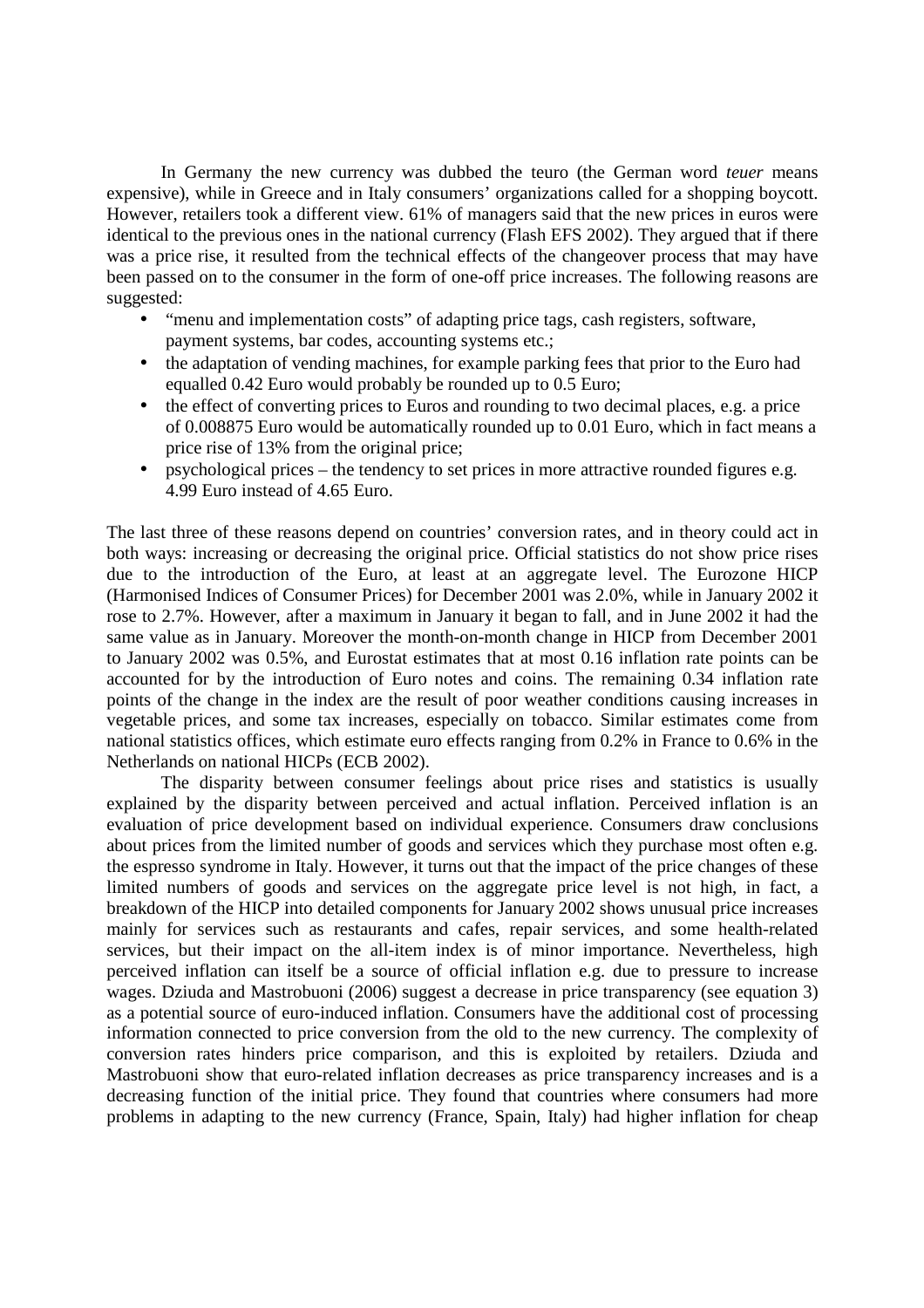In Germany the new currency was dubbed the teuro (the German word *teuer* means expensive), while in Greece and in Italy consumers' organizations called for a shopping boycott. However, retailers took a different view. 61% of managers said that the new prices in euros were identical to the previous ones in the national currency (Flash EFS 2002). They argued that if there was a price rise, it resulted from the technical effects of the changeover process that may have been passed on to the consumer in the form of one-off price increases. The following reasons are suggested:

- "menu and implementation costs" of adapting price tags, cash registers, software, payment systems, bar codes, accounting systems etc.;
- the adaptation of vending machines, for example parking fees that prior to the Euro had equalled 0.42 Euro would probably be rounded up to 0.5 Euro;
- the effect of converting prices to Euros and rounding to two decimal places, e.g. a price of 0.008875 Euro would be automatically rounded up to 0.01 Euro, which in fact means a price rise of 13% from the original price;
- psychological prices – the tendency to set prices in more attractive rounded figures e.g. 4.99 Euro instead of 4.65 Euro.

The last three of these reasons depend on countries' conversion rates, and in theory could act in both ways: increasing or decreasing the original price. Official statistics do not show price rises due to the introduction of the Euro, at least at an aggregate level. The Eurozone HICP (Harmonised Indices of Consumer Prices) for December 2001 was 2.0%, while in January 2002 it rose to 2.7%. However, after a maximum in January it began to fall, and in June 2002 it had the same value as in January. Moreover the month-on-month change in HICP from December 2001 to January 2002 was 0.5%, and Eurostat estimates that at most 0.16 inflation rate points can be accounted for by the introduction of Euro notes and coins. The remaining 0.34 inflation rate points of the change in the index are the result of poor weather conditions causing increases in vegetable prices, and some tax increases, especially on tobacco. Similar estimates come from national statistics offices, which estimate euro effects ranging from 0.2% in France to 0.6% in the Netherlands on national HICPs (ECB 2002).

The disparity between consumer feelings about price rises and statistics is usually explained by the disparity between perceived and actual inflation. Perceived inflation is an evaluation of price development based on individual experience. Consumers draw conclusions about prices from the limited number of goods and services which they purchase most often e.g. the espresso syndrome in Italy. However, it turns out that the impact of the price changes of these limited numbers of goods and services on the aggregate price level is not high, in fact, a breakdown of the HICP into detailed components for January 2002 shows unusual price increases mainly for services such as restaurants and cafes, repair services, and some health-related services, but their impact on the all-item index is of minor importance. Nevertheless, high perceived inflation can itself be a source of official inflation e.g. due to pressure to increase wages. Dziuda and Mastrobuoni (2006) suggest a decrease in price transparency (see equation 3) as a potential source of euro-induced inflation. Consumers have the additional cost of processing information connected to price conversion from the old to the new currency. The complexity of conversion rates hinders price comparison, and this is exploited by retailers. Dziuda and Mastrobuoni show that euro-related inflation decreases as price transparency increases and is a decreasing function of the initial price. They found that countries where consumers had more problems in adapting to the new currency (France, Spain, Italy) had higher inflation for cheap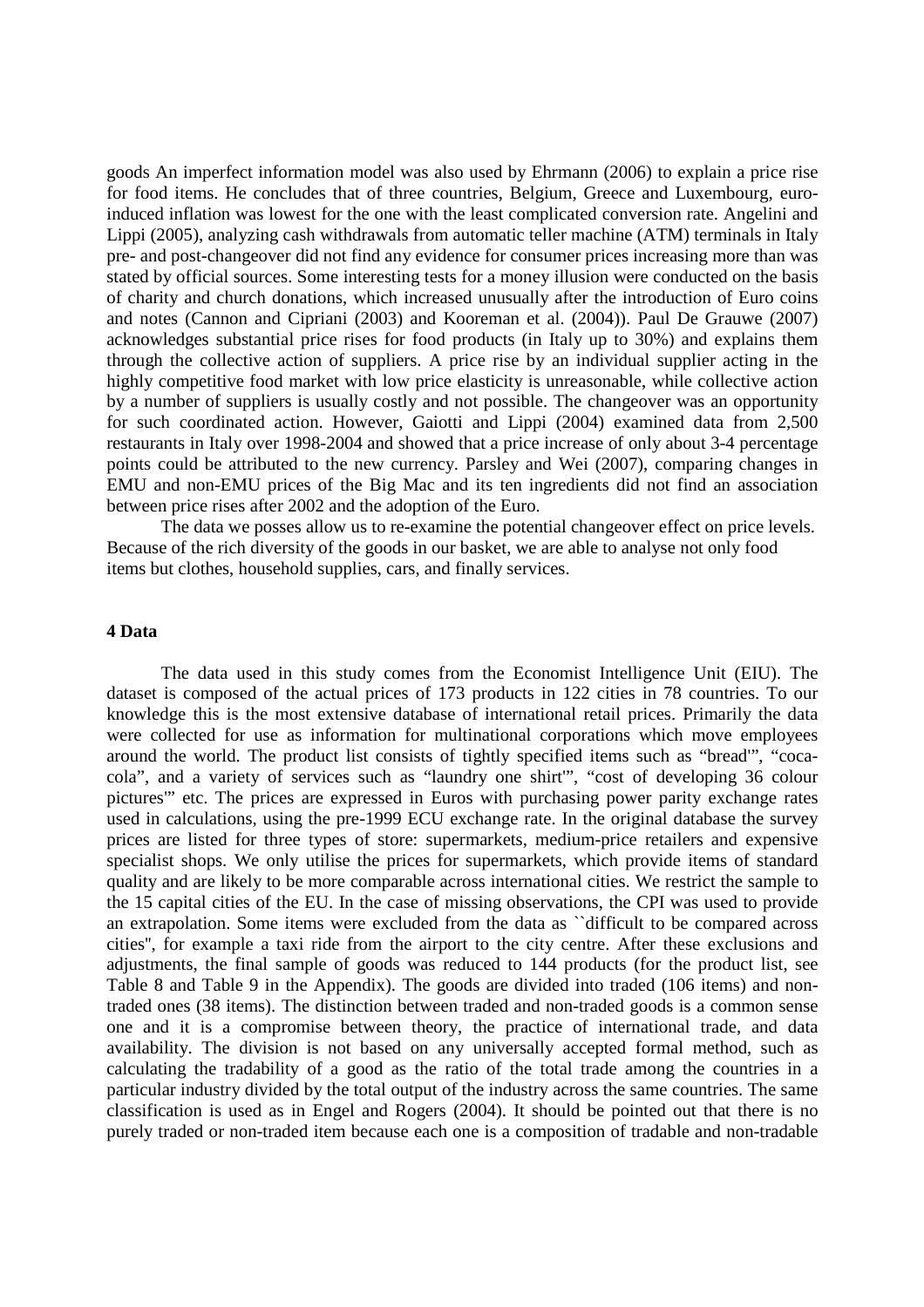goods An imperfect information model was also used by Ehrmann (2006) to explain a price rise for food items. He concludes that of three countries, Belgium, Greece and Luxembourg, euro-induced inflation was lowest for the one with the least complicated conversion rate. Angelini and Lippi (2005), analyzing cash withdrawals from automatic teller machine (ATM) terminals in Italy pre- and post-changeover did not find any evidence for consumer prices increasing more than was stated by official sources. Some interesting tests for a money illusion were conducted on the basis of charity and church donations, which increased unusually after the introduction of Euro coins and notes (Cannon and Cipriani (2003) and Kooreman et al. (2004)). Paul De Grauwe (2007) acknowledges substantial price rises for food products (in Italy up to 30%) and explains them through the collective action of suppliers. A price rise by an individual supplier acting in the highly competitive food market with low price elasticity is unreasonable, while collective action by a number of suppliers is usually costly and not possible. The changeover was an opportunity for such coordinated action. However, Gaiotti and Lippi (2004) examined data from 2,500 restaurants in Italy over 1998-2004 and showed that a price increase of only about 3-4 percentage points could be attributed to the new currency. Parsley and Wei (2007), comparing changes in EMU and non-EMU prices of the Big Mac and its ten ingredients did not find an association between price rises after 2002 and the adoption of the Euro.

The data we posses allow us to re-examine the potential changeover effect on price levels. Because of the rich diversity of the goods in our basket, we are able to analyse not only food items but clothes, household supplies, cars, and finally services.

## 4 Data

The data used in this study comes from the Economist Intelligence Unit (EIU). The dataset is composed of the actual prices of 173 products in 122 cities in 78 countries. To our knowledge this is the most extensive database of international retail prices. Primarily the data were collected for use as information for multinational corporations which move employees around the world. The product list consists of tightly specified items such as "bread'", "coca-cola", and a variety of services such as "laundry one shirt'", "cost of developing 36 colour pictures'" etc. The prices are expressed in Euros with purchasing power parity exchange rates used in calculations, using the pre-1999 ECU exchange rate. In the original database the survey prices are listed for three types of store: supermarkets, medium-price retailers and expensive specialist shops. We only utilise the prices for supermarkets, which provide items of standard quality and are likely to be more comparable across international cities. We restrict the sample to the 15 capital cities of the EU. In the case of missing observations, the CPI was used to provide an extrapolation. Some items were excluded from the data as ``difficult to be compared across cities'', for example a taxi ride from the airport to the city centre. After these exclusions and adjustments, the final sample of goods was reduced to 144 products (for the product list, see Table 8 and Table 9 in the Appendix). The goods are divided into traded (106 items) and non-traded ones (38 items). The distinction between traded and non-traded goods is a common sense one and it is a compromise between theory, the practice of international trade, and data availability. The division is not based on any universally accepted formal method, such as calculating the tradability of a good as the ratio of the total trade among the countries in a particular industry divided by the total output of the industry across the same countries. The same classification is used as in Engel and Rogers (2004). It should be pointed out that there is no purely traded or non-traded item because each one is a composition of tradable and non-tradable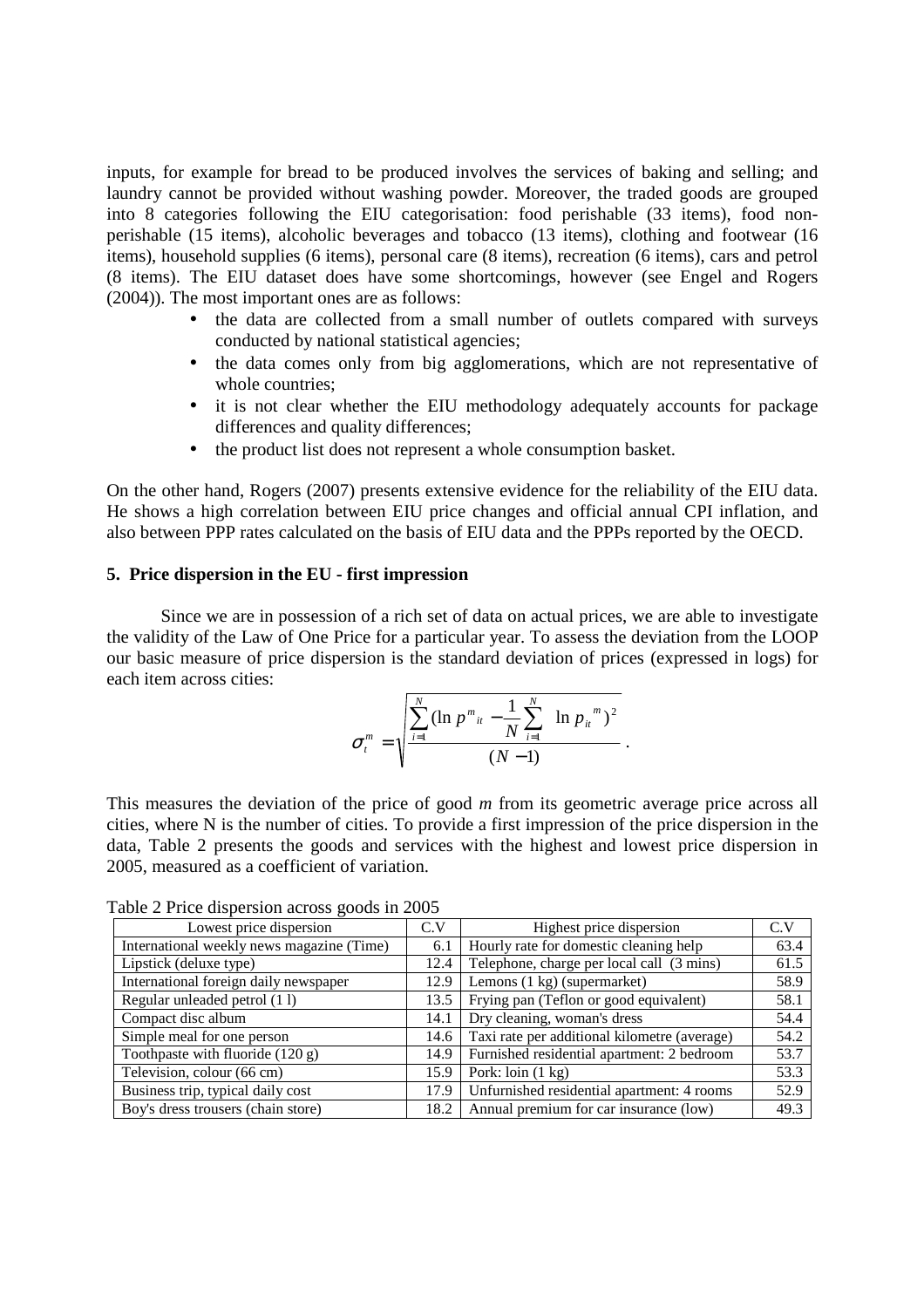inputs, for example for bread to be produced involves the services of baking and selling; and laundry cannot be provided without washing powder. Moreover, the traded goods are grouped into 8 categories following the EIU categorisation: food perishable (33 items), food non-perishable (15 items), alcoholic beverages and tobacco (13 items), clothing and footwear (16 items), household supplies (6 items), personal care (8 items), recreation (6 items), cars and petrol (8 items). The EIU dataset does have some shortcomings, however (see Engel and Rogers (2004)). The most important ones are as follows:

- the data are collected from a small number of outlets compared with surveys conducted by national statistical agencies;
- the data comes only from big agglomerations, which are not representative of whole countries;
- it is not clear whether the EIU methodology adequately accounts for package differences and quality differences;
- the product list does not represent a whole consumption basket.

On the other hand, Rogers (2007) presents extensive evidence for the reliability of the EIU data. He shows a high correlation between EIU price changes and official annual CPI inflation, and also between PPP rates calculated on the basis of EIU data and the PPPs reported by the OECD.

## 5. Price dispersion in the EU - first impression

Since we are in possession of a rich set of data on actual prices, we are able to investigate the validity of the Law of One Price for a particular year. To assess the deviation from the LOOP our basic measure of price dispersion is the standard deviation of prices (expressed in logs) for each item across cities:

$$\sigma_t^m = \sqrt{\frac{\sum_{i=1}^{N}(\ln p^m{}_{it} - \frac{1}{N}\sum_{i=1}^{N} \ln p_{it}{}^m)^2}{(N-1)}}.$$

This measures the deviation of the price of good *m* from its geometric average price across all cities, where N is the number of cities. To provide a first impression of the price dispersion in the data, Table 2 presents the goods and services with the highest and lowest price dispersion in 2005, measured as a coefficient of variation.

Table 2 Price dispersion across goods in 2005

| Lowest price dispersion | C.V | Highest price dispersion | C.V |
|---|---|---|---|
| International weekly news magazine (Time) | 6.1 | Hourly rate for domestic cleaning help | 63.4 |
| Lipstick (deluxe type) | 12.4 | Telephone, charge per local call (3 mins) | 61.5 |
| International foreign daily newspaper | 12.9 | Lemons (1 kg) (supermarket) | 58.9 |
| Regular unleaded petrol (1 l) | 13.5 | Frying pan (Teflon or good equivalent) | 58.1 |
| Compact disc album | 14.1 | Dry cleaning, woman's dress | 54.4 |
| Simple meal for one person | 14.6 | Taxi rate per additional kilometre (average) | 54.2 |
| Toothpaste with fluoride (120 g) | 14.9 | Furnished residential apartment: 2 bedroom | 53.7 |
| Television, colour (66 cm) | 15.9 | Pork: loin (1 kg) | 53.3 |
| Business trip, typical daily cost | 17.9 | Unfurnished residential apartment: 4 rooms | 52.9 |
| Boy's dress trousers (chain store) | 18.2 | Annual premium for car insurance (low) | 49.3 |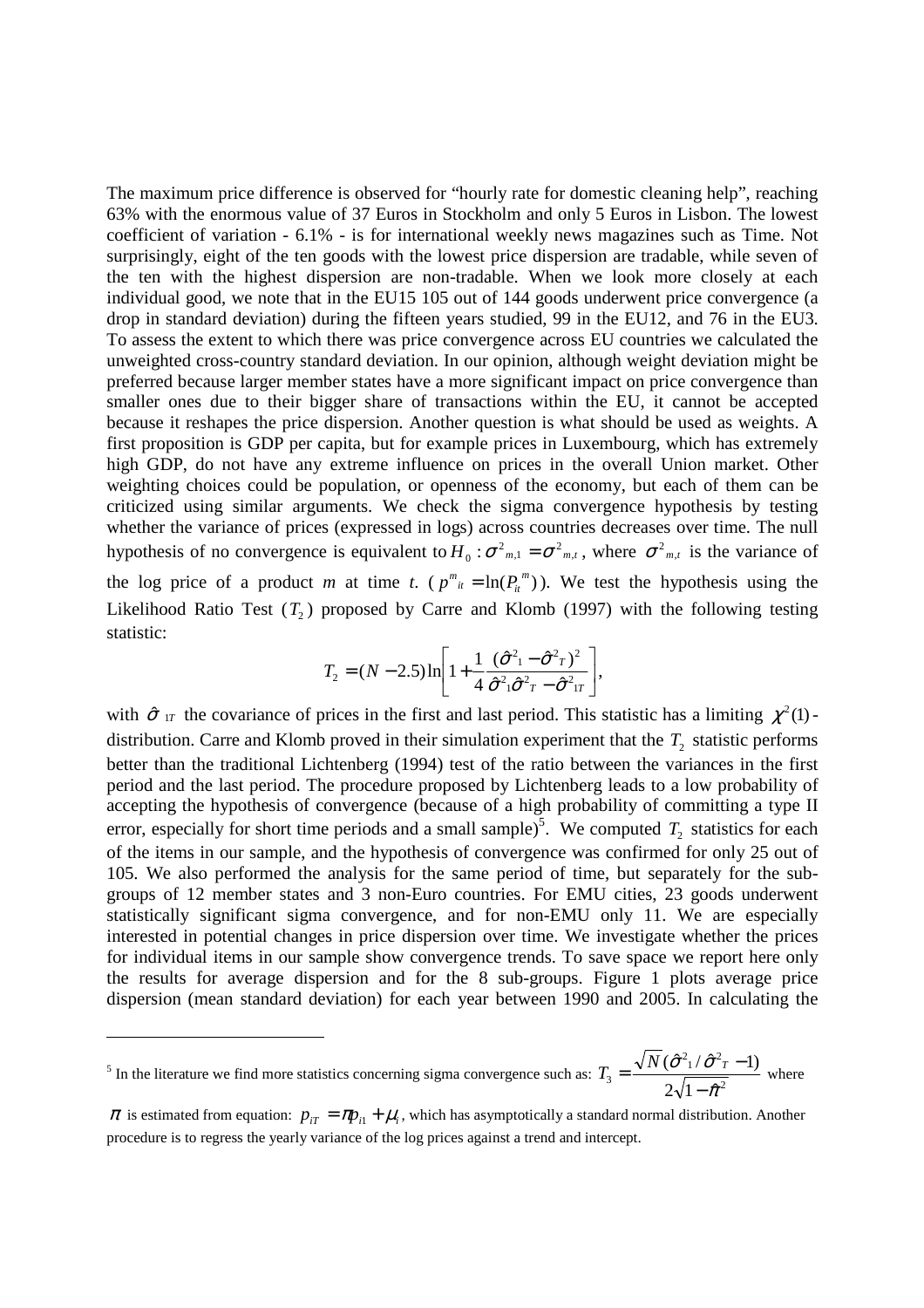The maximum price difference is observed for "hourly rate for domestic cleaning help", reaching 63% with the enormous value of 37 Euros in Stockholm and only 5 Euros in Lisbon. The lowest coefficient of variation - 6.1% - is for international weekly news magazines such as Time. Not surprisingly, eight of the ten goods with the lowest price dispersion are tradable, while seven of the ten with the highest dispersion are non-tradable. When we look more closely at each individual good, we note that in the EU15 105 out of 144 goods underwent price convergence (a drop in standard deviation) during the fifteen years studied, 99 in the EU12, and 76 in the EU3. To assess the extent to which there was price convergence across EU countries we calculated the unweighted cross-country standard deviation. In our opinion, although weight deviation might be preferred because larger member states have a more significant impact on price convergence than smaller ones due to their bigger share of transactions within the EU, it cannot be accepted because it reshapes the price dispersion. Another question is what should be used as weights. A first proposition is GDP per capita, but for example prices in Luxembourg, which has extremely high GDP, do not have any extreme influence on prices in the overall Union market. Other weighting choices could be population, or openness of the economy, but each of them can be criticized using similar arguments. We check the sigma convergence hypothesis by testing whether the variance of prices (expressed in logs) across countries decreases over time. The null hypothesis of no convergence is equivalent to $H_0 : \sigma^2_{m,1} = \sigma^2_{m,t}$, where $\sigma^2_{m,t}$ is the variance of the log price of a product *m* at time *t*. ($p^m_{it} = \ln(P^m_{it})$). We test the hypothesis using the Likelihood Ratio Test ($T_2$) proposed by Carre and Klomb (1997) with the following testing statistic:

$$T_2 = (N - 2.5)\ln\left[1 + \frac{1}{4}\frac{(\hat{\sigma}^2_1 - \hat{\sigma}^2_T)^2}{\hat{\sigma}^2_1\hat{\sigma}^2_T - \hat{\sigma}^2_{1T}}\right],$$

with $\hat{\sigma}_{1T}$ the covariance of prices in the first and last period. This statistic has a limiting $\chi^2(1)$-distribution. Carre and Klomb proved in their simulation experiment that the $T_2$ statistic performs better than the traditional Lichtenberg (1994) test of the ratio between the variances in the first period and the last period. The procedure proposed by Lichtenberg leads to a low probability of accepting the hypothesis of convergence (because of a high probability of committing a type II error, especially for short time periods and a small sample)[5]. We computed $T_2$ statistics for each of the items in our sample, and the hypothesis of convergence was confirmed for only 25 out of 105. We also performed the analysis for the same period of time, but separately for the sub-groups of 12 member states and 3 non-Euro countries. For EMU cities, 23 goods underwent statistically significant sigma convergence, and for non-EMU only 11. We are especially interested in potential changes in price dispersion over time. We investigate whether the prices for individual items in our sample show convergence trends. To save space we report here only the results for average dispersion and for the 8 sub-groups. Figure 1 plots average price dispersion (mean standard deviation) for each year between 1990 and 2005. In calculating the

---

[5] In the literature we find more statistics concerning sigma convergence such as: $T_3 = \frac{\sqrt{N}(\hat{\sigma}^2_1 / \hat{\sigma}^2_T - 1)}{2\sqrt{1-\hat{\pi}^2}}$ where $\pi$ is estimated from equation: $p_{iT} = \pi p_{i1} + \mu_i$, which has asymptotically a standard normal distribution. Another procedure is to regress the yearly variance of the log prices against a trend and intercept.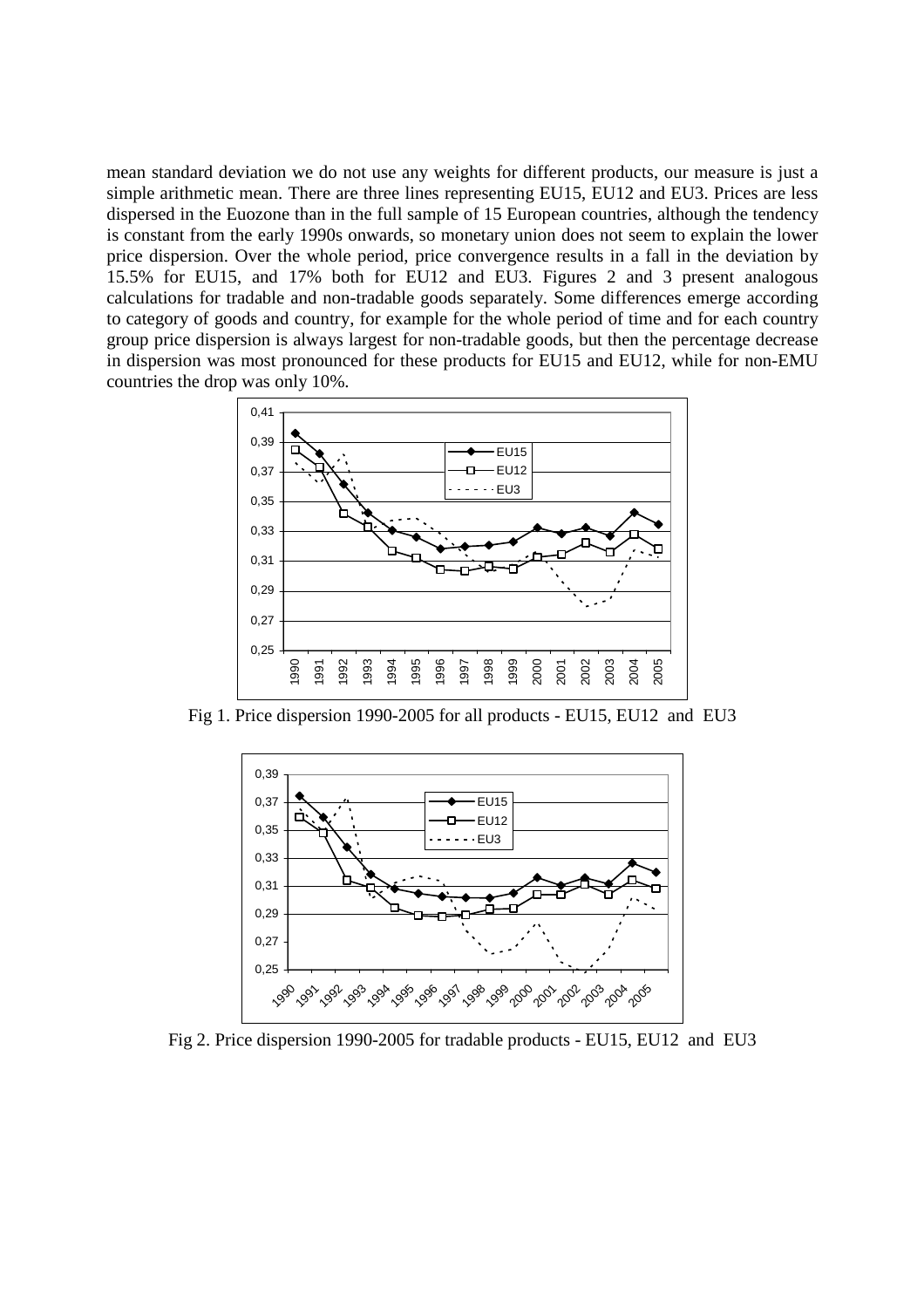mean standard deviation we do not use any weights for different products, our measure is just a simple arithmetic mean. There are three lines representing EU15, EU12 and EU3. Prices are less dispersed in the Euozone than in the full sample of 15 European countries, although the tendency is constant from the early 1990s onwards, so monetary union does not seem to explain the lower price dispersion. Over the whole period, price convergence results in a fall in the deviation by 15.5% for EU15, and 17% both for EU12 and EU3. Figures 2 and 3 present analogous calculations for tradable and non-tradable goods separately. Some differences emerge according to category of goods and country, for example for the whole period of time and for each country group price dispersion is always largest for non-tradable goods, but then the percentage decrease in dispersion was most pronounced for these products for EU15 and EU12, while for non-EMU countries the drop was only 10%.

Fig 1. Price dispersion 1990-2005 for all products - EU15, EU12 and EU3

Fig 2. Price dispersion 1990-2005 for tradable products - EU15, EU12 and EU3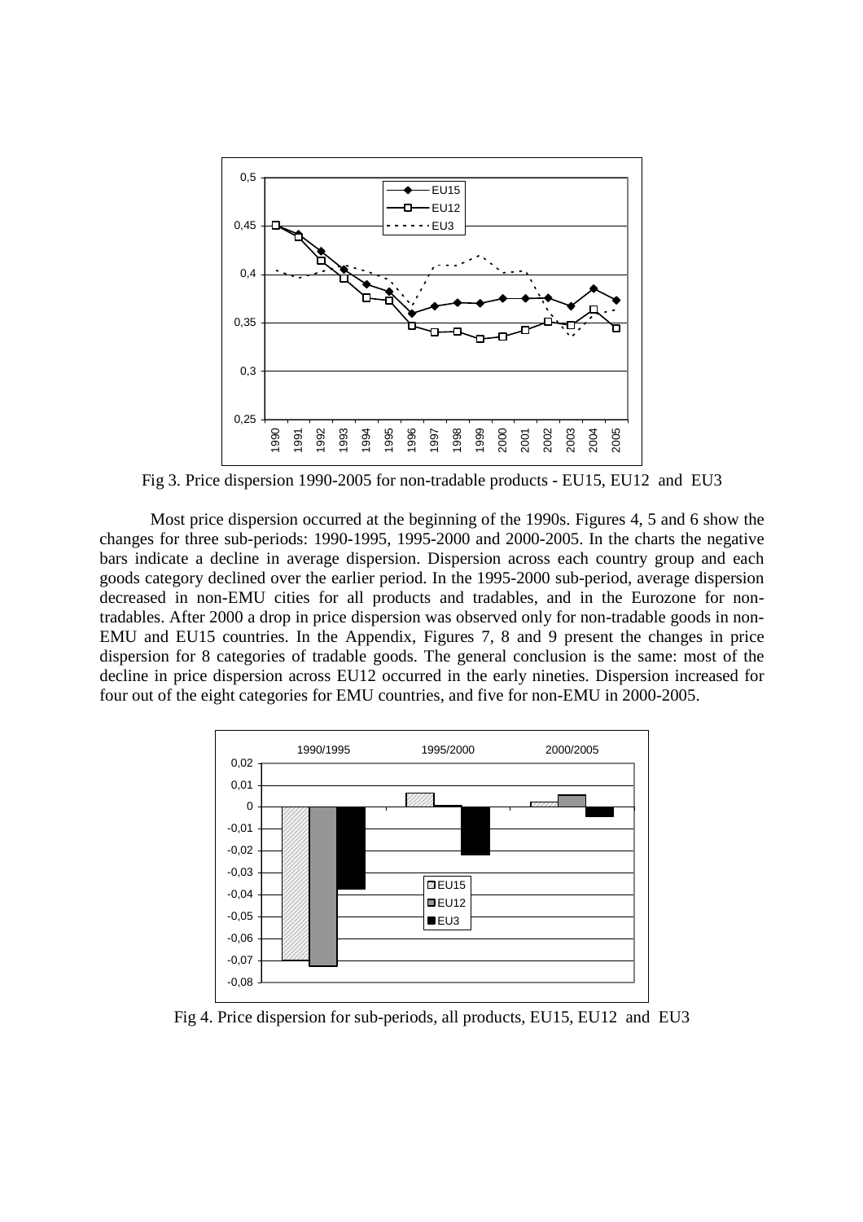Fig 3. Price dispersion 1990-2005 for non-tradable products - EU15, EU12 and EU3

Most price dispersion occurred at the beginning of the 1990s. Figures 4, 5 and 6 show the changes for three sub-periods: 1990-1995, 1995-2000 and 2000-2005. In the charts the negative bars indicate a decline in average dispersion. Dispersion across each country group and each goods category declined over the earlier period. In the 1995-2000 sub-period, average dispersion decreased in non-EMU cities for all products and tradables, and in the Eurozone for non-tradables. After 2000 a drop in price dispersion was observed only for non-tradable goods in non-EMU and EU15 countries. In the Appendix, Figures 7, 8 and 9 present the changes in price dispersion for 8 categories of tradable goods. The general conclusion is the same: most of the decline in price dispersion across EU12 occurred in the early nineties. Dispersion increased for four out of the eight categories for EMU countries, and five for non-EMU in 2000-2005.

Fig 4. Price dispersion for sub-periods, all products, EU15, EU12 and EU3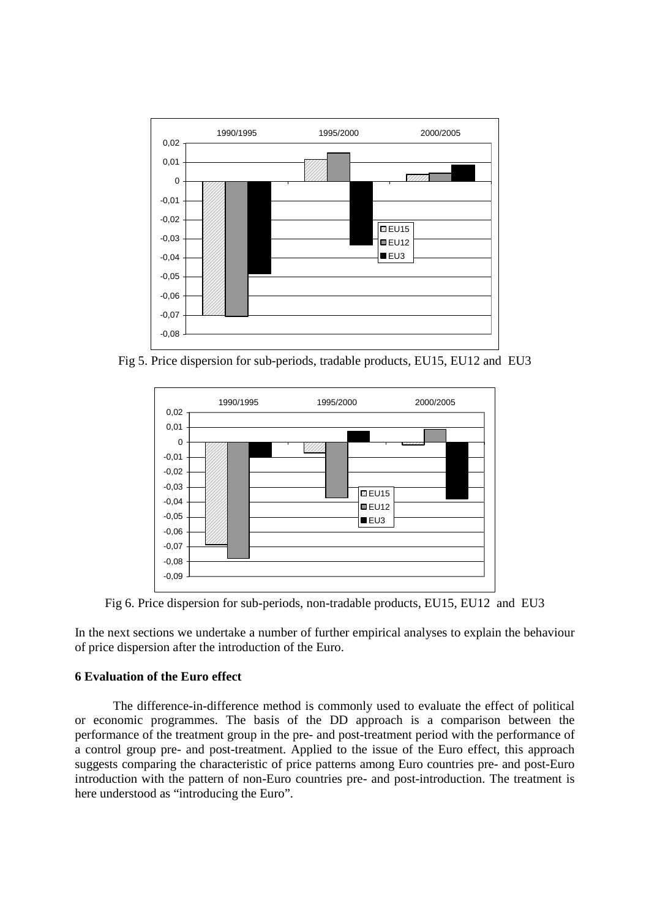Fig 5. Price dispersion for sub-periods, tradable products, EU15, EU12 and EU3

Fig 6. Price dispersion for sub-periods, non-tradable products, EU15, EU12 and EU3

In the next sections we undertake a number of further empirical analyses to explain the behaviour of price dispersion after the introduction of the Euro.

### 6 Evaluation of the Euro effect

The difference-in-difference method is commonly used to evaluate the effect of political or economic programmes. The basis of the DD approach is a comparison between the performance of the treatment group in the pre- and post-treatment period with the performance of a control group pre- and post-treatment. Applied to the issue of the Euro effect, this approach suggests comparing the characteristic of price patterns among Euro countries pre- and post-Euro introduction with the pattern of non-Euro countries pre- and post-introduction. The treatment is here understood as "introducing the Euro".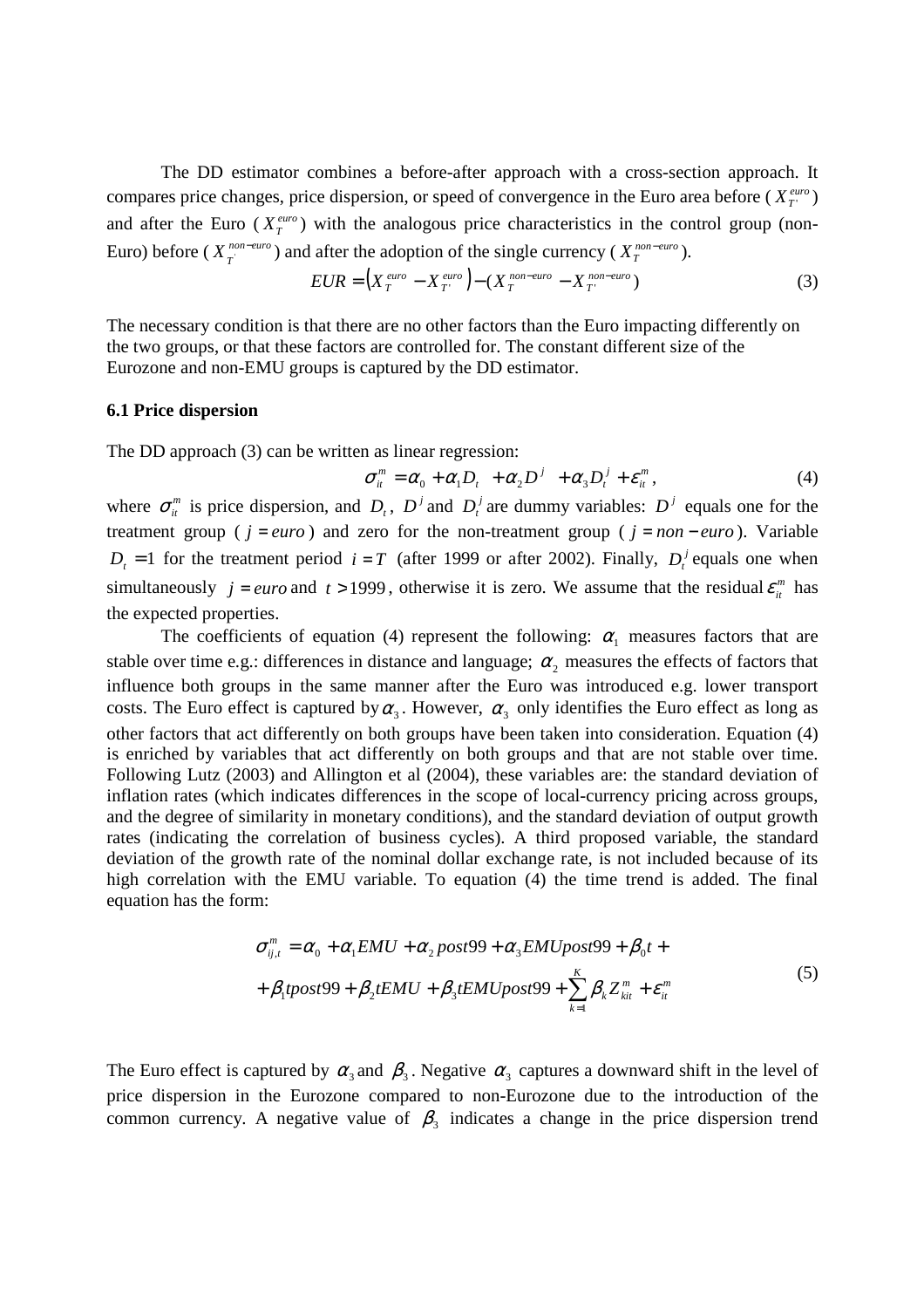The DD estimator combines a before-after approach with a cross-section approach. It compares price changes, price dispersion, or speed of convergence in the Euro area before ($X_{T'}^{euro}$) and after the Euro ($X_{T}^{euro}$) with the analogous price characteristics in the control group (non-Euro) before ($X_{T'}^{non-euro}$) and after the adoption of the single currency ($X_{T}^{non-euro}$).

$$EUR = \left(X_{T}^{euro} - X_{T'}^{euro}\right) - \left(X_{T}^{non-euro} - X_{T'}^{non-euro}\right) \tag{3}$$

The necessary condition is that there are no other factors than the Euro impacting differently on the two groups, or that these factors are controlled for. The constant different size of the Eurozone and non-EMU groups is captured by the DD estimator.

### 6.1 Price dispersion

The DD approach (3) can be written as linear regression:

$$\sigma_{it}^{m} = \alpha_0 + \alpha_1 D_t + \alpha_2 D^{j} + \alpha_3 D_t^{j} + \varepsilon_{it}^{m}, \tag{4}$$

where $\sigma_{it}^{m}$ is price dispersion, and $D_t$, $D^{j}$ and $D_t^{j}$ are dummy variables: $D^{j}$ equals one for the treatment group ($j = euro$) and zero for the non-treatment group ($j = non-euro$). Variable $D_t = 1$ for the treatment period $i = T$ (after 1999 or after 2002). Finally, $D_t^{j}$ equals one when simultaneously $j = euro$ and $t > 1999$, otherwise it is zero. We assume that the residual $\varepsilon_{it}^{m}$ has the expected properties.

The coefficients of equation (4) represent the following: $\alpha_1$ measures factors that are stable over time e.g.: differences in distance and language; $\alpha_2$ measures the effects of factors that influence both groups in the same manner after the Euro was introduced e.g. lower transport costs. The Euro effect is captured by $\alpha_3$. However, $\alpha_3$ only identifies the Euro effect as long as other factors that act differently on both groups have been taken into consideration. Equation (4) is enriched by variables that act differently on both groups and that are not stable over time. Following Lutz (2003) and Allington et al (2004), these variables are: the standard deviation of inflation rates (which indicates differences in the scope of local-currency pricing across groups, and the degree of similarity in monetary conditions), and the standard deviation of output growth rates (indicating the correlation of business cycles). A third proposed variable, the standard deviation of the growth rate of the nominal dollar exchange rate, is not included because of its high correlation with the EMU variable. To equation (4) the time trend is added. The final equation has the form:

$$\begin{aligned}\sigma_{ij,t}^{m} = {} & \alpha_0 + \alpha_1 EMU + \alpha_2 post99 + \alpha_3 EMUpost99 + \beta_0 t + \\ & + \beta_1 tpost99 + \beta_2 tEMU + \beta_3 tEMUpost99 + \sum_{k=1}^{K} \beta_k Z_{kit}^{m} + \varepsilon_{it}^{m}\end{aligned} \tag{5}$$

The Euro effect is captured by $\alpha_3$ and $\beta_3$. Negative $\alpha_3$ captures a downward shift in the level of price dispersion in the Eurozone compared to non-Eurozone due to the introduction of the common currency. A negative value of $\beta_3$ indicates a change in the price dispersion trend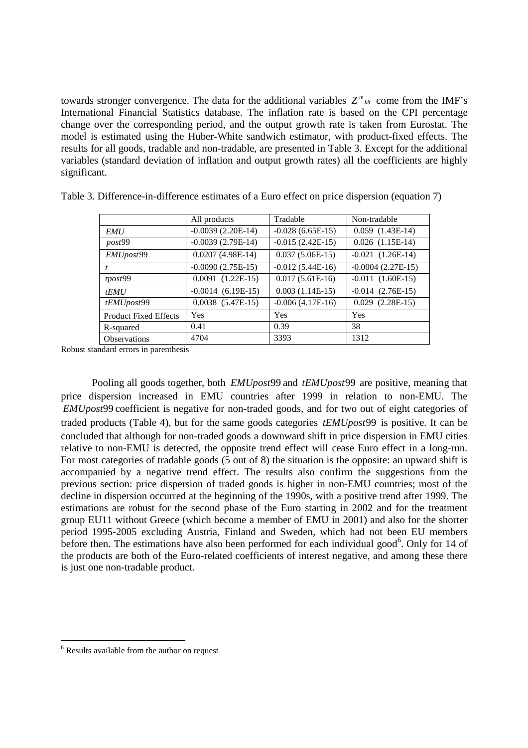towards stronger convergence. The data for the additional variables $Z^{m}_{kit}$ come from the IMF's International Financial Statistics database. The inflation rate is based on the CPI percentage change over the corresponding period, and the output growth rate is taken from Eurostat. The model is estimated using the Huber-White sandwich estimator, with product-fixed effects. The results for all goods, tradable and non-tradable, are presented in Table 3. Except for the additional variables (standard deviation of inflation and output growth rates) all the coefficients are highly significant.

Table 3. Difference-in-difference estimates of a Euro effect on price dispersion (equation 7)

| | All products | Tradable | Non-tradable |
|---|---|---|---|
| *EMU* | -0.0039 (2.20E-14) | -0.028 (6.65E-15) | 0.059 (1.43E-14) |
| *post*99 | -0.0039 (2.79E-14) | -0.015 (2.42E-15) | 0.026 (1.15E-14) |
| *EMUpost*99 | 0.0207 (4.98E-14) | 0.037 (5.06E-15) | -0.021 (1.26E-14) |
| *t* | -0.0090 (2.75E-15) | -0.012 (5.44E-16) | -0.0004 (2.27E-15) |
| *tpost*99 | 0.0091 (1.22E-15) | 0.017 (5.61E-16) | -0.011 (1.60E-15) |
| *tEMU* | -0.0014 (6.19E-15) | 0.003 (1.14E-15) | -0.014 (2.76E-15) |
| *tEMUpost*99 | 0.0038 (5.47E-15) | -0.006 (4.17E-16) | 0.029 (2.28E-15) |
| Product Fixed Effects | Yes | Yes | Yes |
| R-squared | 0.41 | 0.39 | 38 |
| Observations | 4704 | 3393 | 1312 |

Robust standard errors in parenthesis

Pooling all goods together, both *EMUpost*99 and *tEMUpost*99 are positive, meaning that price dispersion increased in EMU countries after 1999 in relation to non-EMU. The *EMUpost*99 coefficient is negative for non-traded goods, and for two out of eight categories of traded products (Table 4), but for the same goods categories *tEMUpost*99 is positive. It can be concluded that although for non-traded goods a downward shift in price dispersion in EMU cities relative to non-EMU is detected, the opposite trend effect will cease Euro effect in a long-run. For most categories of tradable goods (5 out of 8) the situation is the opposite: an upward shift is accompanied by a negative trend effect. The results also confirm the suggestions from the previous section: price dispersion of traded goods is higher in non-EMU countries; most of the decline in dispersion occurred at the beginning of the 1990s, with a positive trend after 1999. The estimations are robust for the second phase of the Euro starting in 2002 and for the treatment group EU11 without Greece (which become a member of EMU in 2001) and also for the shorter period 1995-2005 excluding Austria, Finland and Sweden, which had not been EU members before then. The estimations have also been performed for each individual good[6]. Only for 14 of the products are both of the Euro-related coefficients of interest negative, and among these there is just one non-tradable product.

[6] Results available from the author on request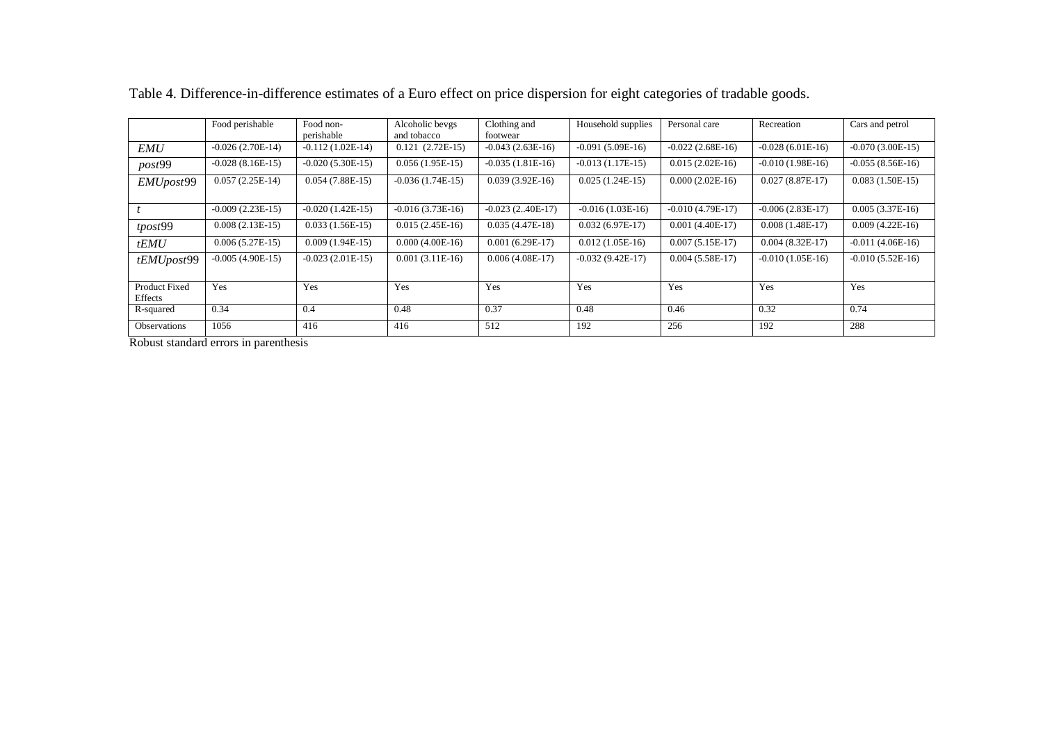Table 4. Difference-in-difference estimates of a Euro effect on price dispersion for eight categories of tradable goods.

| | Food perishable | Food non-perishable | Alcoholic bevgs and tobacco | Clothing and footwear | Household supplies | Personal care | Recreation | Cars and petrol |
|---|---|---|---|---|---|---|---|---|
| *EMU* | -0.026 (2.70E-14) | -0.112 (1.02E-14) | 0.121 (2.72E-15) | -0.043 (2.63E-16) | -0.091 (5.09E-16) | -0.022 (2.68E-16) | -0.028 (6.01E-16) | -0.070 (3.00E-15) |
| *post*99 | -0.028 (8.16E-15) | -0.020 (5.30E-15) | 0.056 (1.95E-15) | -0.035 (1.81E-16) | -0.013 (1.17E-15) | 0.015 (2.02E-16) | -0.010 (1.98E-16) | -0.055 (8.56E-16) |
| *EMUpost*99 | 0.057 (2.25E-14) | 0.054 (7.88E-15) | -0.036 (1.74E-15) | 0.039 (3.92E-16) | 0.025 (1.24E-15) | 0.000 (2.02E-16) | 0.027 (8.87E-17) | 0.083 (1.50E-15) |
| *t* | -0.009 (2.23E-15) | -0.020 (1.42E-15) | -0.016 (3.73E-16) | -0.023 (2..40E-17) | -0.016 (1.03E-16) | -0.010 (4.79E-17) | -0.006 (2.83E-17) | 0.005 (3.37E-16) |
| *tpost*99 | 0.008 (2.13E-15) | 0.033 (1.56E-15) | 0.015 (2.45E-16) | 0.035 (4.47E-18) | 0.032 (6.97E-17) | 0.001 (4.40E-17) | 0.008 (1.48E-17) | 0.009 (4.22E-16) |
| *tEMU* | 0.006 (5.27E-15) | 0.009 (1.94E-15) | 0.000 (4.00E-16) | 0.001 (6.29E-17) | 0.012 (1.05E-16) | 0.007 (5.15E-17) | 0.004 (8.32E-17) | -0.011 (4.06E-16) |
| *tEMUpost*99 | -0.005 (4.90E-15) | -0.023 (2.01E-15) | 0.001 (3.11E-16) | 0.006 (4.08E-17) | -0.032 (9.42E-17) | 0.004 (5.58E-17) | -0.010 (1.05E-16) | -0.010 (5.52E-16) |
| Product Fixed Effects | Yes | Yes | Yes | Yes | Yes | Yes | Yes | Yes |
| R-squared | 0.34 | 0.4 | 0.48 | 0.37 | 0.48 | 0.46 | 0.32 | 0.74 |
| Observations | 1056 | 416 | 416 | 512 | 192 | 256 | 192 | 288 |

Robust standard errors in parenthesis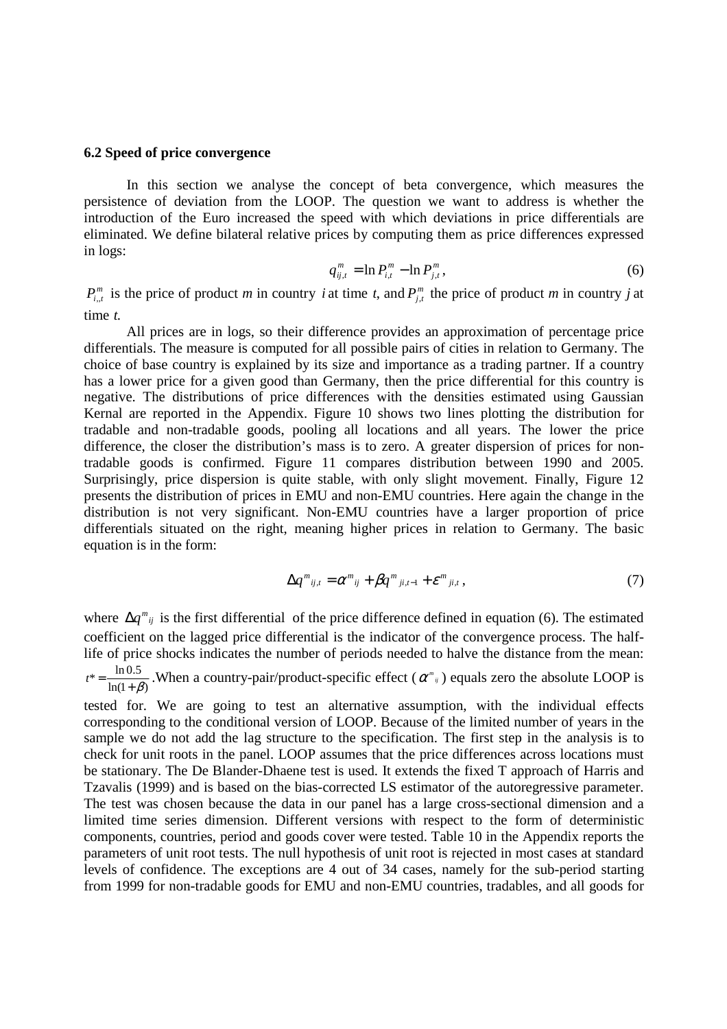### 6.2 Speed of price convergence

In this section we analyse the concept of beta convergence, which measures the persistence of deviation from the LOOP. The question we want to address is whether the introduction of the Euro increased the speed with which deviations in price differentials are eliminated. We define bilateral relative prices by computing them as price differences expressed in logs:

$$q_{ij,t}^{m} = \ln P_{i,t}^{m} - \ln P_{j,t}^{m}, \tag{6}$$

$P_{i,,t}^{m}$ is the price of product *m* in country *i* at time *t*, and $P_{j,t}^{m}$ the price of product *m* in country *j* at time *t.*

All prices are in logs, so their difference provides an approximation of percentage price differentials. The measure is computed for all possible pairs of cities in relation to Germany. The choice of base country is explained by its size and importance as a trading partner. If a country has a lower price for a given good than Germany, then the price differential for this country is negative. The distributions of price differences with the densities estimated using Gaussian Kernal are reported in the Appendix. Figure 10 shows two lines plotting the distribution for tradable and non-tradable goods, pooling all locations and all years. The lower the price difference, the closer the distribution's mass is to zero. A greater dispersion of prices for non-tradable goods is confirmed. Figure 11 compares distribution between 1990 and 2005. Surprisingly, price dispersion is quite stable, with only slight movement. Finally, Figure 12 presents the distribution of prices in EMU and non-EMU countries. Here again the change in the distribution is not very significant. Non-EMU countries have a larger proportion of price differentials situated on the right, meaning higher prices in relation to Germany. The basic equation is in the form:

$$\Delta q^{m}{}_{ij,t} = \alpha^{m}{}_{ij} + \beta q^{m}{}_{ji,t-1} + \varepsilon^{m}{}_{ji,t}, \tag{7}$$

where $\Delta q^{m}{}_{ij}$ is the first differential of the price difference defined in equation (6). The estimated coefficient on the lagged price differential is the indicator of the convergence process. The half-life of price shocks indicates the number of periods needed to halve the distance from the mean: $t^* = \frac{\ln 0.5}{\ln(1+\beta)}$. When a country-pair/product-specific effect ($\alpha^{m}{}_{ij}$) equals zero the absolute LOOP is tested for. We are going to test an alternative assumption, with the individual effects corresponding to the conditional version of LOOP. Because of the limited number of years in the sample we do not add the lag structure to the specification. The first step in the analysis is to check for unit roots in the panel. LOOP assumes that the price differences across locations must be stationary. The De Blander-Dhaene test is used. It extends the fixed T approach of Harris and Tzavalis (1999) and is based on the bias-corrected LS estimator of the autoregressive parameter. The test was chosen because the data in our panel has a large cross-sectional dimension and a limited time series dimension. Different versions with respect to the form of deterministic components, countries, period and goods cover were tested. Table 10 in the Appendix reports the parameters of unit root tests. The null hypothesis of unit root is rejected in most cases at standard levels of confidence. The exceptions are 4 out of 34 cases, namely for the sub-period starting from 1999 for non-tradable goods for EMU and non-EMU countries, tradables, and all goods for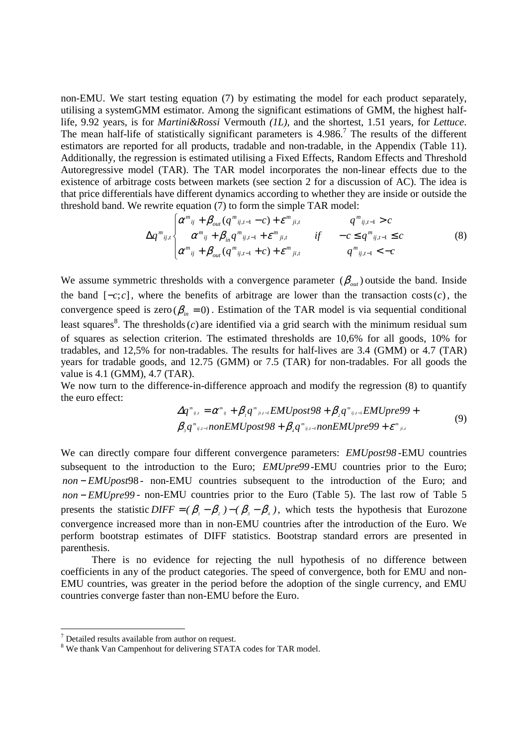non-EMU. We start testing equation (7) by estimating the model for each product separately, utilising a systemGMM estimator. Among the significant estimations of GMM, the highest half-life, 9.92 years, is for *Martini&Rossi* Vermouth *(1L)*, and the shortest, 1.51 years, for *Lettuce*. The mean half-life of statistically significant parameters is 4.986.[7] The results of the different estimators are reported for all products, tradable and non-tradable, in the Appendix (Table 11). Additionally, the regression is estimated utilising a Fixed Effects, Random Effects and Threshold Autoregressive model (TAR). The TAR model incorporates the non-linear effects due to the existence of arbitrage costs between markets (see section 2 for a discussion of AC). The idea is that price differentials have different dynamics according to whether they are inside or outside the threshold band. We rewrite equation (7) to form the simple TAR model:

$$\Delta q^m_{ij,t} \begin{cases} \alpha^m_{ij} + \beta_{out}(q^m_{ij,t-1} - c) + \varepsilon^m_{ji,t} & \qquad q^m_{ij,t-1} > c \\ \alpha^m_{ij} + \beta_{in} q^m_{ij,t-1} + \varepsilon^m_{ji,t} & if \quad -c \leq q^m_{ij,t-1} \leq c \\ \alpha^m_{ij} + \beta_{out}(q^m_{ij,t-1} + c) + \varepsilon^m_{ji,t} & \qquad q^m_{ij,t-1} < -c \end{cases} \tag{8}$$

We assume symmetric thresholds with a convergence parameter $(\beta_{out})$ outside the band. Inside the band $[-c;c]$, where the benefits of arbitrage are lower than the transaction costs $(c)$, the convergence speed is zero $(\beta_{in} = 0)$. Estimation of the TAR model is via sequential conditional least squares[8]. The thresholds $(c)$ are identified via a grid search with the minimum residual sum of squares as selection criterion. The estimated thresholds are 10,6% for all goods, 10% for tradables, and 12,5% for non-tradables. The results for half-lives are 3.4 (GMM) or 4.7 (TAR) years for tradable goods, and 12.75 (GMM) or 7.5 (TAR) for non-tradables. For all goods the value is 4.1 (GMM), 4.7 (TAR).

We now turn to the difference-in-difference approach and modify the regression (8) to quantify the euro effect:

$$\begin{aligned} \Delta q^m_{ij,t} = \alpha^m_{ij} + \beta_1 q^m_{ji,t-1} EMUpost98 + \beta_2 q^m_{ij,t-1} EMUpre99 + \\ \beta_3 q^m_{ij,t-1} nonEMUpost98 + \beta_4 q^m_{ij,t-1} nonEMUpre99 + \varepsilon^m_{ji,t} \end{aligned} \tag{9}$$

We can directly compare four different convergence parameters: $EMUpost98$-EMU countries subsequent to the introduction to the Euro; $EMUpre99$-EMU countries prior to the Euro; $non-EMUpost98$- non-EMU countries subsequent to the introduction of the Euro; and $non-EMUpre99$- non-EMU countries prior to the Euro (Table 5). The last row of Table 5 presents the statistic $DIFF = (\beta_1 - \beta_2) - (\beta_3 - \beta_4)$, which tests the hypothesis that Eurozone convergence increased more than in non-EMU countries after the introduction of the Euro. We perform bootstrap estimates of DIFF statistics. Bootstrap standard errors are presented in parenthesis.

There is no evidence for rejecting the null hypothesis of no difference between coefficients in any of the product categories. The speed of convergence, both for EMU and non-EMU countries, was greater in the period before the adoption of the single currency, and EMU countries converge faster than non-EMU before the Euro.

---

[7] Detailed results available from author on request.

[8] We thank Van Campenhout for delivering STATA codes for TAR model.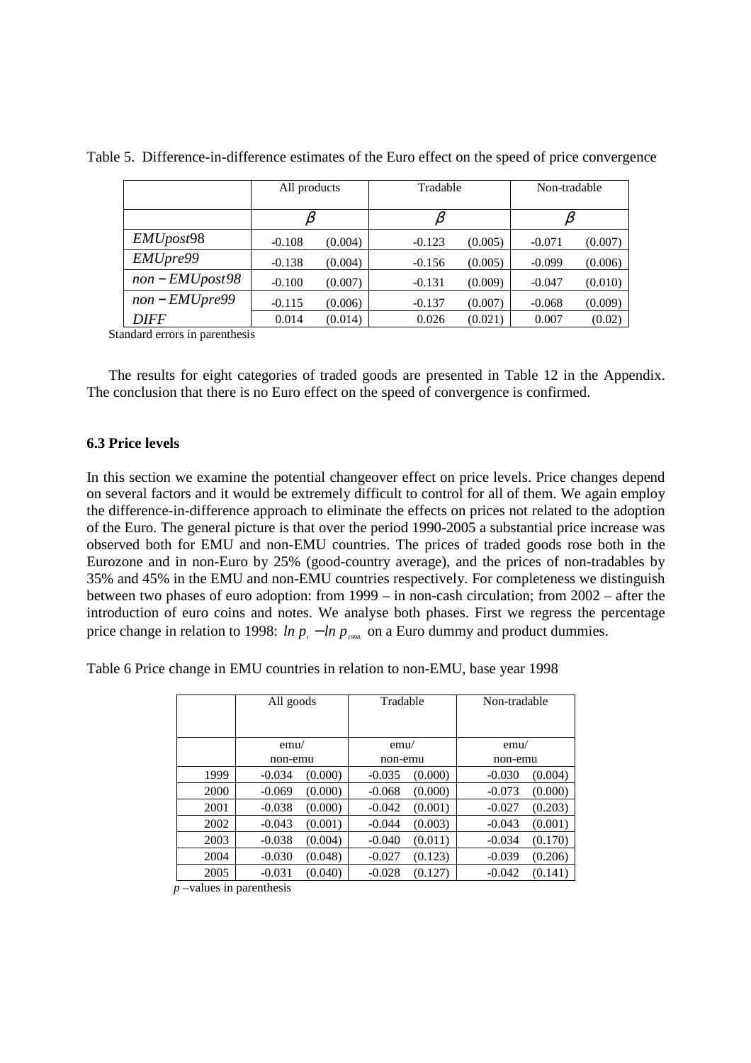Table 5. Difference-in-difference estimates of the Euro effect on the speed of price convergence

| | All products | | Tradable | | Non-tradable | |
|---|---|---|---|---|---|---|
| | $\beta$ | | $\beta$ | | $\beta$ | |
| $EMUpost98$ | -0.108 | (0.004) | -0.123 | (0.005) | -0.071 | (0.007) |
| $EMUpre99$ | -0.138 | (0.004) | -0.156 | (0.005) | -0.099 | (0.006) |
| $non-EMUpost98$ | -0.100 | (0.007) | -0.131 | (0.009) | -0.047 | (0.010) |
| $non-EMUpre99$ | -0.115 | (0.006) | -0.137 | (0.007) | -0.068 | (0.009) |
| $DIFF$ | 0.014 | (0.014) | 0.026 | (0.021) | 0.007 | (0.02) |

Standard errors in parenthesis

The results for eight categories of traded goods are presented in Table 12 in the Appendix. The conclusion that there is no Euro effect on the speed of convergence is confirmed.

### 6.3 Price levels

In this section we examine the potential changeover effect on price levels. Price changes depend on several factors and it would be extremely difficult to control for all of them. We again employ the difference-in-difference approach to eliminate the effects on prices not related to the adoption of the Euro. The general picture is that over the period 1990-2005 a substantial price increase was observed both for EMU and non-EMU countries. The prices of traded goods rose both in the Eurozone and in non-Euro by 25% (good-country average), and the prices of non-tradables by 35% and 45% in the EMU and non-EMU countries respectively. For completeness we distinguish between two phases of euro adoption: from 1999 – in non-cash circulation; from 2002 – after the introduction of euro coins and notes. We analyse both phases. First we regress the percentage price change in relation to 1998: $\ln p_t - \ln p_{1998}$ on a Euro dummy and product dummies.

Table 6 Price change in EMU countries in relation to non-EMU, base year 1998

| | All goods | | Tradable | | Non-tradable | |
|---|---|---|---|---|---|---|
| | emu/ non-emu | | emu/ non-emu | | emu/ non-emu | |
| 1999 | -0.034 | (0.000) | -0.035 | (0.000) | -0.030 | (0.004) |
| 2000 | -0.069 | (0.000) | -0.068 | (0.000) | -0.073 | (0.000) |
| 2001 | -0.038 | (0.000) | -0.042 | (0.001) | -0.027 | (0.203) |
| 2002 | -0.043 | (0.001) | -0.044 | (0.003) | -0.043 | (0.001) |
| 2003 | -0.038 | (0.004) | -0.040 | (0.011) | -0.034 | (0.170) |
| 2004 | -0.030 | (0.048) | -0.027 | (0.123) | -0.039 | (0.206) |
| 2005 | -0.031 | (0.040) | -0.028 | (0.127) | -0.042 | (0.141) |

$p$ –values in parenthesis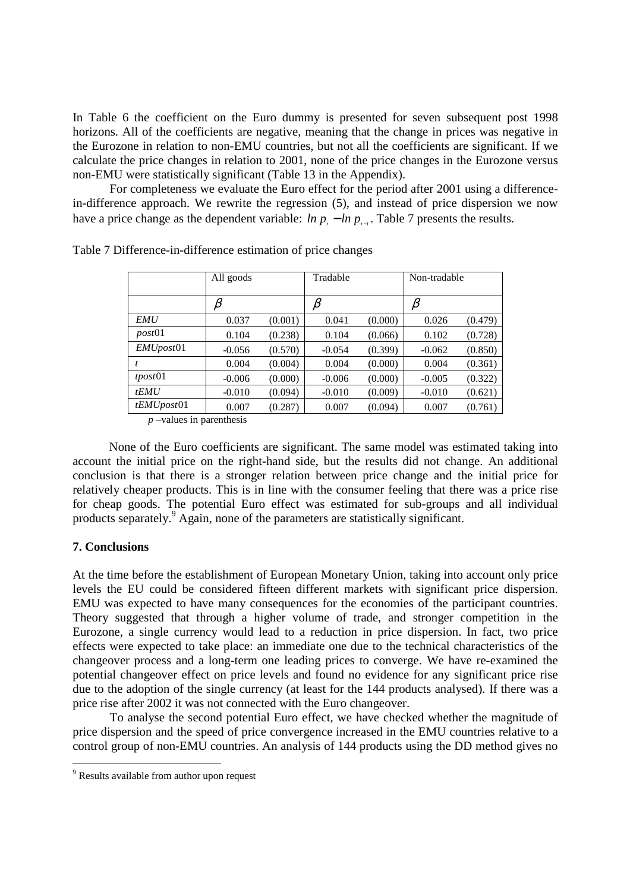In Table 6 the coefficient on the Euro dummy is presented for seven subsequent post 1998 horizons. All of the coefficients are negative, meaning that the change in prices was negative in the Eurozone in relation to non-EMU countries, but not all the coefficients are significant. If we calculate the price changes in relation to 2001, none of the price changes in the Eurozone versus non-EMU were statistically significant (Table 13 in the Appendix).

For completeness we evaluate the Euro effect for the period after 2001 using a difference-in-difference approach. We rewrite the regression (5), and instead of price dispersion we now have a price change as the dependent variable: $ln\ p_t - ln\ p_{t-1}$. Table 7 presents the results.

Table 7 Difference-in-difference estimation of price changes

| | All goods | | Tradable | | Non-tradable | |
|---|---|---|---|---|---|---|
| | $\beta$ | | $\beta$ | | $\beta$ | |
| *EMU* | 0.037 | (0.001) | 0.041 | (0.000) | 0.026 | (0.479) |
| *post*01 | 0.104 | (0.238) | 0.104 | (0.066) | 0.102 | (0.728) |
| *EMUpost*01 | -0.056 | (0.570) | -0.054 | (0.399) | -0.062 | (0.850) |
| *t* | 0.004 | (0.004) | 0.004 | (0.000) | 0.004 | (0.361) |
| *tpost*01 | -0.006 | (0.000) | -0.006 | (0.000) | -0.005 | (0.322) |
| *tEMU* | -0.010 | (0.094) | -0.010 | (0.009) | -0.010 | (0.621) |
| *tEMUpost*01 | 0.007 | (0.287) | 0.007 | (0.094) | 0.007 | (0.761) |

*p* –values in parenthesis

None of the Euro coefficients are significant. The same model was estimated taking into account the initial price on the right-hand side, but the results did not change. An additional conclusion is that there is a stronger relation between price change and the initial price for relatively cheaper products. This is in line with the consumer feeling that there was a price rise for cheap goods. The potential Euro effect was estimated for sub-groups and all individual products separately.[9] Again, none of the parameters are statistically significant.

## 7. Conclusions

At the time before the establishment of European Monetary Union, taking into account only price levels the EU could be considered fifteen different markets with significant price dispersion. EMU was expected to have many consequences for the economies of the participant countries. Theory suggested that through a higher volume of trade, and stronger competition in the Eurozone, a single currency would lead to a reduction in price dispersion. In fact, two price effects were expected to take place: an immediate one due to the technical characteristics of the changeover process and a long-term one leading prices to converge. We have re-examined the potential changeover effect on price levels and found no evidence for any significant price rise due to the adoption of the single currency (at least for the 144 products analysed). If there was a price rise after 2002 it was not connected with the Euro changeover.

To analyse the second potential Euro effect, we have checked whether the magnitude of price dispersion and the speed of price convergence increased in the EMU countries relative to a control group of non-EMU countries. An analysis of 144 products using the DD method gives no

[9] Results available from author upon request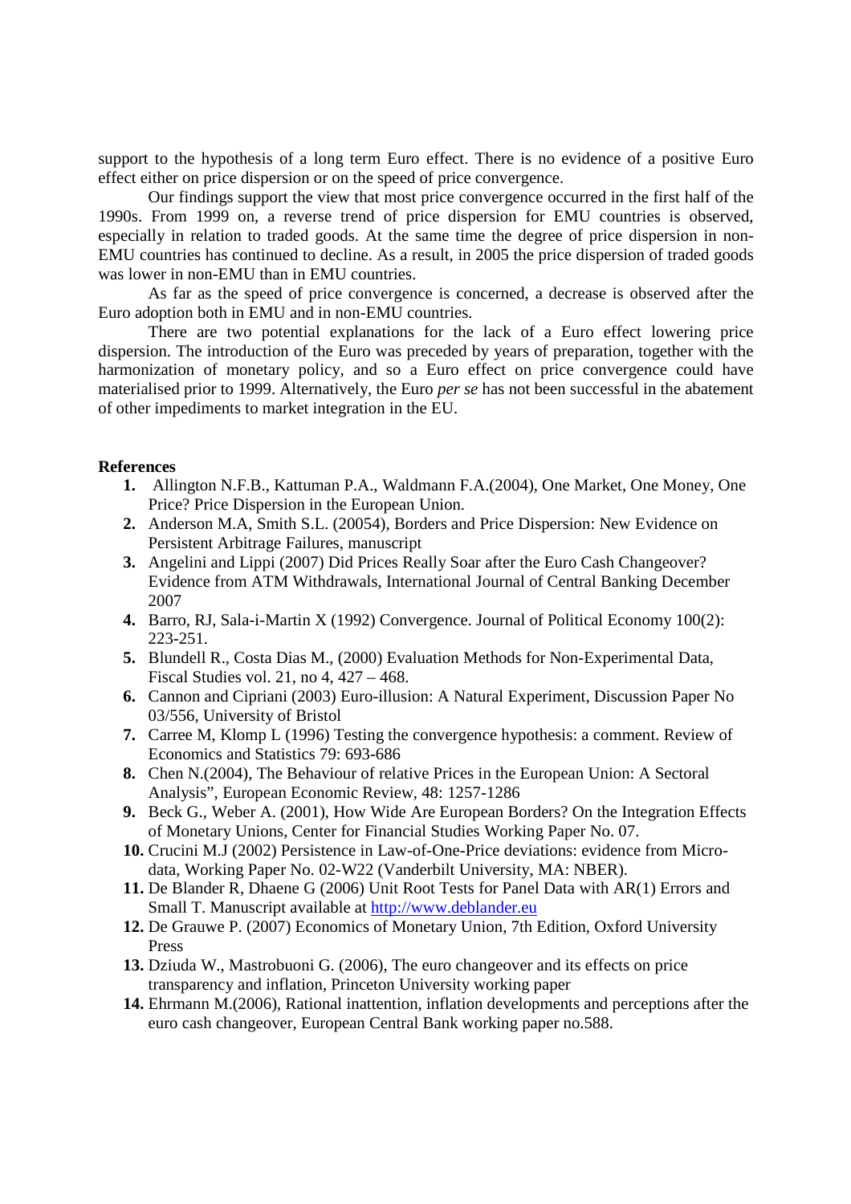support to the hypothesis of a long term Euro effect. There is no evidence of a positive Euro effect either on price dispersion or on the speed of price convergence.

Our findings support the view that most price convergence occurred in the first half of the 1990s. From 1999 on, a reverse trend of price dispersion for EMU countries is observed, especially in relation to traded goods. At the same time the degree of price dispersion in non-EMU countries has continued to decline. As a result, in 2005 the price dispersion of traded goods was lower in non-EMU than in EMU countries.

As far as the speed of price convergence is concerned, a decrease is observed after the Euro adoption both in EMU and in non-EMU countries.

There are two potential explanations for the lack of a Euro effect lowering price dispersion. The introduction of the Euro was preceded by years of preparation, together with the harmonization of monetary policy, and so a Euro effect on price convergence could have materialised prior to 1999. Alternatively, the Euro *per se* has not been successful in the abatement of other impediments to market integration in the EU.

**References**

1. Allington N.F.B., Kattuman P.A., Waldmann F.A.(2004), One Market, One Money, One Price? Price Dispersion in the European Union.
2. Anderson M.A, Smith S.L. (20054), Borders and Price Dispersion: New Evidence on Persistent Arbitrage Failures, manuscript
3. Angelini and Lippi (2007) Did Prices Really Soar after the Euro Cash Changeover? Evidence from ATM Withdrawals, International Journal of Central Banking December 2007
4. Barro, RJ, Sala-i-Martin X (1992) Convergence. Journal of Political Economy 100(2): 223-251.
5. Blundell R., Costa Dias M., (2000) Evaluation Methods for Non-Experimental Data, Fiscal Studies vol. 21, no 4, 427 – 468.
6. Cannon and Cipriani (2003) Euro-illusion: A Natural Experiment, Discussion Paper No 03/556, University of Bristol
7. Carree M, Klomp L (1996) Testing the convergence hypothesis: a comment. Review of Economics and Statistics 79: 693-686
8. Chen N.(2004), The Behaviour of relative Prices in the European Union: A Sectoral Analysis", European Economic Review, 48: 1257-1286
9. Beck G., Weber A. (2001), How Wide Are European Borders? On the Integration Effects of Monetary Unions, Center for Financial Studies Working Paper No. 07.
10. Crucini M.J (2002) Persistence in Law-of-One-Price deviations: evidence from Micro-data, Working Paper No. 02-W22 (Vanderbilt University, MA: NBER).
11. De Blander R, Dhaene G (2006) Unit Root Tests for Panel Data with AR(1) Errors and Small T. Manuscript available at http://www.deblander.eu
12. De Grauwe P. (2007) Economics of Monetary Union, 7th Edition, Oxford University Press
13. Dziuda W., Mastrobuoni G. (2006), The euro changeover and its effects on price transparency and inflation, Princeton University working paper
14. Ehrmann M.(2006), Rational inattention, inflation developments and perceptions after the euro cash changeover, European Central Bank working paper no.588.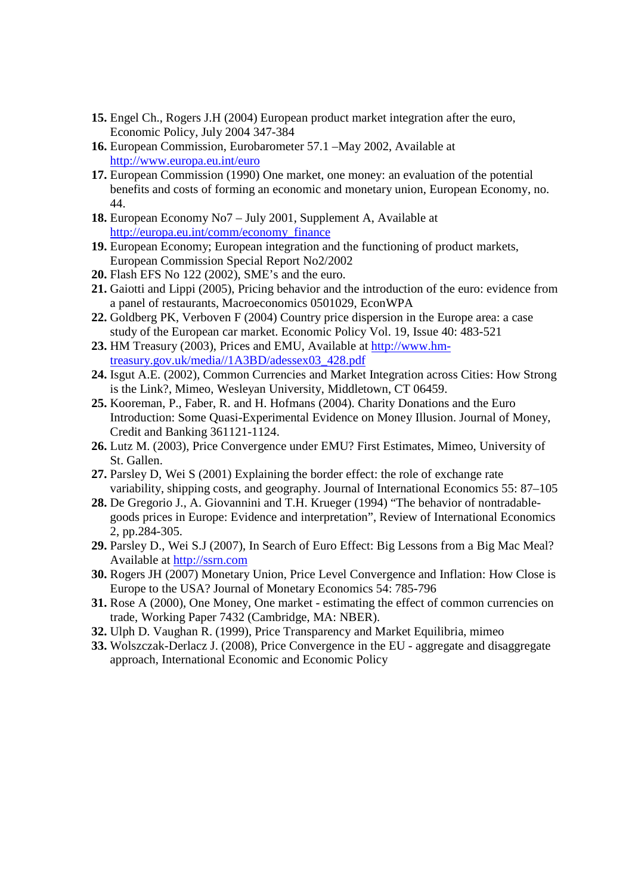15. **15.** Engel Ch., Rogers J.H (2004) European product market integration after the euro, Economic Policy, July 2004 347-384
16. **16.** European Commission, Eurobarometer 57.1 –May 2002, Available at http://www.europa.eu.int/euro
17. **17.** European Commission (1990) One market, one money: an evaluation of the potential benefits and costs of forming an economic and monetary union, European Economy, no. 44.
18. **18.** European Economy No7 – July 2001, Supplement A, Available at http://europa.eu.int/comm/economy_finance
19. **19.** European Economy; European integration and the functioning of product markets, European Commission Special Report No2/2002
20. **20.** Flash EFS No 122 (2002), SME's and the euro.
21. **21.** Gaiotti and Lippi (2005), Pricing behavior and the introduction of the euro: evidence from a panel of restaurants, Macroeconomics 0501029, EconWPA
22. **22.** Goldberg PK, Verboven F (2004) Country price dispersion in the Europe area: a case study of the European car market. Economic Policy Vol. 19, Issue 40: 483-521
23. **23.** HM Treasury (2003), Prices and EMU, Available at http://www.hm-treasury.gov.uk/media//1A3BD/adessex03_428.pdf
24. **24.** Isgut A.E. (2002), Common Currencies and Market Integration across Cities: How Strong is the Link?, Mimeo, Wesleyan University, Middletown, CT 06459.
25. **25.** Kooreman, P., Faber, R. and H. Hofmans (2004). Charity Donations and the Euro Introduction: Some Quasi-Experimental Evidence on Money Illusion. Journal of Money, Credit and Banking 361121-1124.
26. **26.** Lutz M. (2003), Price Convergence under EMU? First Estimates, Mimeo, University of St. Gallen.
27. **27.** Parsley D, Wei S (2001) Explaining the border effect: the role of exchange rate variability, shipping costs, and geography. Journal of International Economics 55: 87–105
28. **28.** De Gregorio J., A. Giovannini and T.H. Krueger (1994) "The behavior of nontradable-goods prices in Europe: Evidence and interpretation", Review of International Economics 2, pp.284-305.
29. **29.** Parsley D., Wei S.J (2007), In Search of Euro Effect: Big Lessons from a Big Mac Meal? Available at http://ssrn.com
30. **30.** Rogers JH (2007) Monetary Union, Price Level Convergence and Inflation: How Close is Europe to the USA? Journal of Monetary Economics 54: 785-796
31. **31.** Rose A (2000), One Money, One market - estimating the effect of common currencies on trade, Working Paper 7432 (Cambridge, MA: NBER).
32. **32.** Ulph D. Vaughan R. (1999), Price Transparency and Market Equilibria, mimeo
33. **33.** Wolszczak-Derlacz J. (2008), Price Convergence in the EU - aggregate and disaggregate approach, International Economic and Economic Policy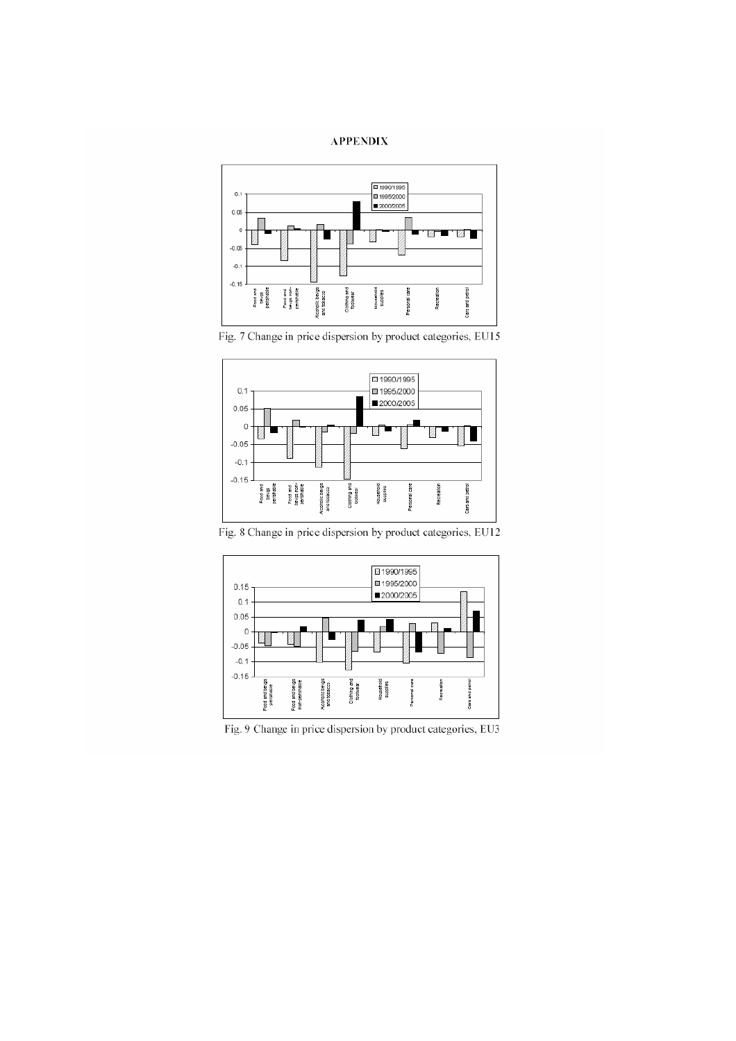# APPENDIX

Fig. 7 Change in price dispersion by product categories, EU15

Fig. 8 Change in price dispersion by product categories, EU12

Fig. 9 Change in price dispersion by product categories, EU3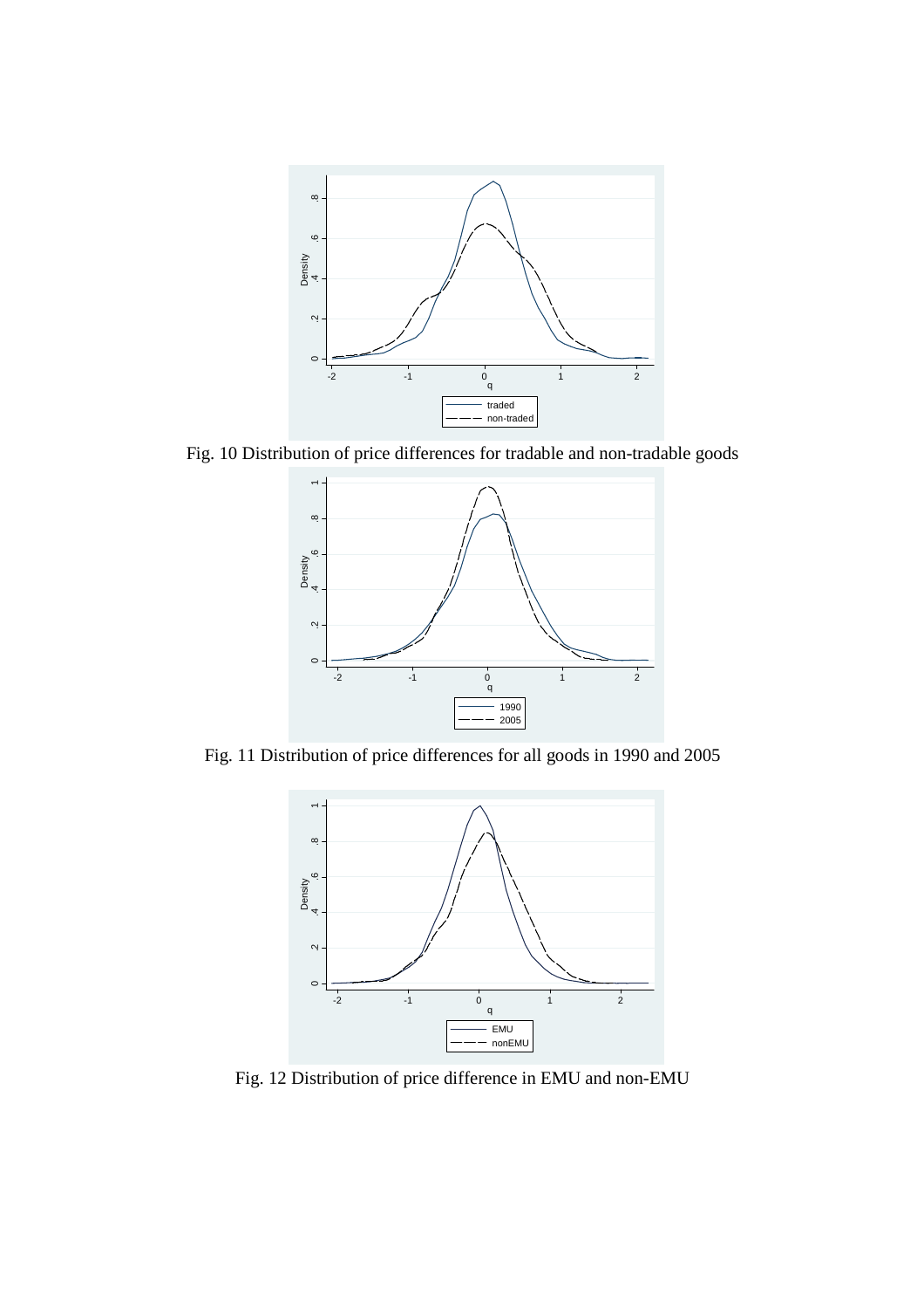Fig. 10 Distribution of price differences for tradable and non-tradable goods

Fig. 11 Distribution of price differences for all goods in 1990 and 2005

Fig. 12 Distribution of price difference in EMU and non-EMU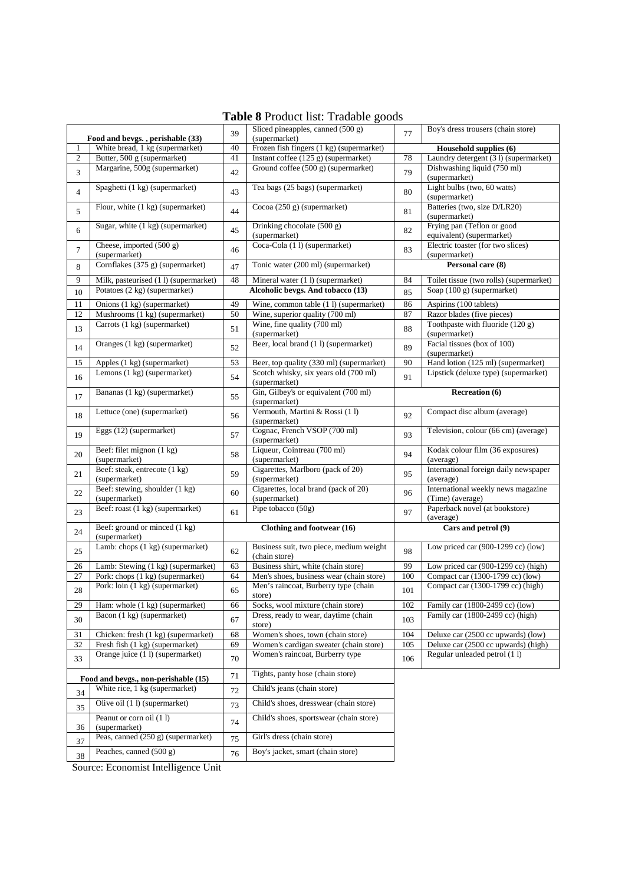**Table 8** Product list: Tradable goods

| | | | | | |
|---|---|---|---|---|---|
| **Food and bevgs. , perishable (33)** | | 39 | Sliced pineapples, canned (500 g) (supermarket) | 77 | Boy's dress trousers (chain store) |
| 1 | White bread, 1 kg (supermarket) | 40 | Frozen fish fingers (1 kg) (supermarket) | **Household supplies (6)** | |
| 2 | Butter, 500 g (supermarket) | 41 | Instant coffee (125 g) (supermarket) | 78 | Laundry detergent (3 l) (supermarket) |
| 3 | Margarine, 500g (supermarket) | 42 | Ground coffee (500 g) (supermarket) | 79 | Dishwashing liquid (750 ml) (supermarket) |
| 4 | Spaghetti (1 kg) (supermarket) | 43 | Tea bags (25 bags) (supermarket) | 80 | Light bulbs (two, 60 watts) (supermarket) |
| 5 | Flour, white (1 kg) (supermarket) | 44 | Cocoa (250 g) (supermarket) | 81 | Batteries (two, size D/LR20) (supermarket) |
| 6 | Sugar, white (1 kg) (supermarket) | 45 | Drinking chocolate (500 g) (supermarket) | 82 | Frying pan (Teflon or good equivalent) (supermarket) |
| 7 | Cheese, imported (500 g) (supermarket) | 46 | Coca-Cola (1 l) (supermarket) | 83 | Electric toaster (for two slices) (supermarket) |
| 8 | Cornflakes (375 g) (supermarket) | 47 | Tonic water (200 ml) (supermarket) | **Personal care (8)** | |
| 9 | Milk, pasteurised (1 l) (supermarket) | 48 | Mineral water (1 l) (supermarket) | 84 | Toilet tissue (two rolls) (supermarket) |
| 10 | Potatoes (2 kg) (supermarket) | **Alcoholic bevgs. And tobacco (13)** | | 85 | Soap (100 g) (supermarket) |
| 11 | Onions (1 kg) (supermarket) | 49 | Wine, common table (1 l) (supermarket) | 86 | Aspirins (100 tablets) |
| 12 | Mushrooms (1 kg) (supermarket) | 50 | Wine, superior quality (700 ml) | 87 | Razor blades (five pieces) |
| 13 | Carrots (1 kg) (supermarket) | 51 | Wine, fine quality (700 ml) (supermarket) | 88 | Toothpaste with fluoride (120 g) (supermarket) |
| 14 | Oranges (1 kg) (supermarket) | 52 | Beer, local brand (1 l) (supermarket) | 89 | Facial tissues (box of 100) (supermarket) |
| 15 | Apples (1 kg) (supermarket) | 53 | Beer, top quality (330 ml) (supermarket) | 90 | Hand lotion (125 ml) (supermarket) |
| 16 | Lemons (1 kg) (supermarket) | 54 | Scotch whisky, six years old (700 ml) (supermarket) | 91 | Lipstick (deluxe type) (supermarket) |
| 17 | Bananas (1 kg) (supermarket) | 55 | Gin, Gilbey's or equivalent (700 ml) (supermarket) | **Recreation (6)** | |
| 18 | Lettuce (one) (supermarket) | 56 | Vermouth, Martini & Rossi (1 l) (supermarket) | 92 | Compact disc album (average) |
| 19 | Eggs (12) (supermarket) | 57 | Cognac, French VSOP (700 ml) (supermarket) | 93 | Television, colour (66 cm) (average) |
| 20 | Beef: filet mignon (1 kg) (supermarket) | 58 | Liqueur, Cointreau (700 ml) (supermarket) | 94 | Kodak colour film (36 exposures) (average) |
| 21 | Beef: steak, entrecote (1 kg) (supermarket) | 59 | Cigarettes, Marlboro (pack of 20) (supermarket) | 95 | International foreign daily newspaper (average) |
| 22 | Beef: stewing, shoulder (1 kg) (supermarket) | 60 | Cigarettes, local brand (pack of 20) (supermarket) | 96 | International weekly news magazine (Time) (average) |
| 23 | Beef: roast (1 kg) (supermarket) | 61 | Pipe tobacco (50g) | 97 | Paperback novel (at bookstore) (average) |
| 24 | Beef: ground or minced (1 kg) (supermarket) | **Clothing and footwear (16)** | | **Cars and petrol (9)** | |
| 25 | Lamb: chops (1 kg) (supermarket) | 62 | Business suit, two piece, medium weight (chain store) | 98 | Low priced car (900-1299 cc) (low) |
| 26 | Lamb: Stewing (1 kg) (supermarket) | 63 | Business shirt, white (chain store) | 99 | Low priced car (900-1299 cc) (high) |
| 27 | Pork: chops (1 kg) (supermarket) | 64 | Men's shoes, business wear (chain store) | 100 | Compact car (1300-1799 cc) (low) |
| 28 | Pork: loin (1 kg) (supermarket) | 65 | Men's raincoat, Burberry type (chain store) | 101 | Compact car (1300-1799 cc) (high) |
| 29 | Ham: whole (1 kg) (supermarket) | 66 | Socks, wool mixture (chain store) | 102 | Family car (1800-2499 cc) (low) |
| 30 | Bacon (1 kg) (supermarket) | 67 | Dress, ready to wear, daytime (chain store) | 103 | Family car (1800-2499 cc) (high) |
| 31 | Chicken: fresh (1 kg) (supermarket) | 68 | Women's shoes, town (chain store) | 104 | Deluxe car (2500 cc upwards) (low) |
| 32 | Fresh fish (1 kg) (supermarket) | 69 | Women's cardigan sweater (chain store) | 105 | Deluxe car (2500 cc upwards) (high) |
| 33 | Orange juice (1 l) (supermarket) | 70 | Women's raincoat, Burberry type | 106 | Regular unleaded petrol (1 l) |
| **Food and bevgs., non-perishable (15)** | | 71 | Tights, panty hose (chain store) | | |
| 34 | White rice, 1 kg (supermarket) | 72 | Child's jeans (chain store) | | |
| 35 | Olive oil (1 l) (supermarket) | 73 | Child's shoes, dresswear (chain store) | | |
| 36 | Peanut or corn oil (1 l) (supermarket) | 74 | Child's shoes, sportswear (chain store) | | |
| 37 | Peas, canned (250 g) (supermarket) | 75 | Girl's dress (chain store) | | |
| 38 | Peaches, canned (500 g) | 76 | Boy's jacket, smart (chain store) | | |

Source: Economist Intelligence Unit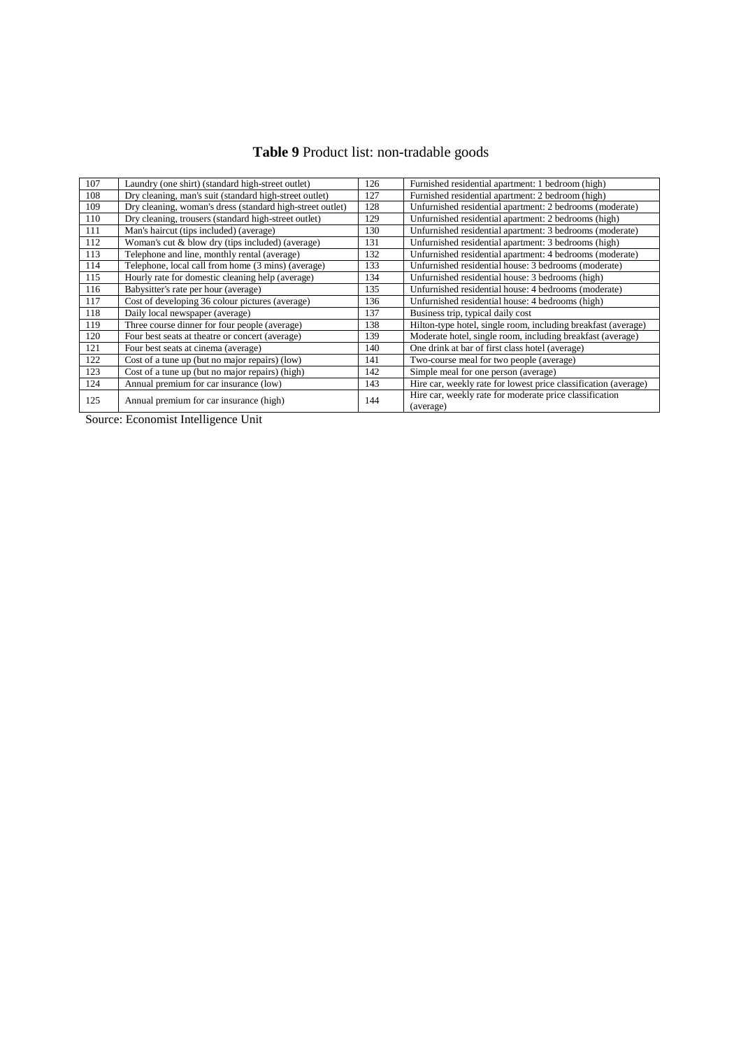**Table 9** Product list: non-tradable goods

| | | | |
|---|---|---|---|
| 107 | Laundry (one shirt) (standard high-street outlet) | 126 | Furnished residential apartment: 1 bedroom (high) |
| 108 | Dry cleaning, man's suit (standard high-street outlet) | 127 | Furnished residential apartment: 2 bedroom (high) |
| 109 | Dry cleaning, woman's dress (standard high-street outlet) | 128 | Unfurnished residential apartment: 2 bedrooms (moderate) |
| 110 | Dry cleaning, trousers (standard high-street outlet) | 129 | Unfurnished residential apartment: 2 bedrooms (high) |
| 111 | Man's haircut (tips included) (average) | 130 | Unfurnished residential apartment: 3 bedrooms (moderate) |
| 112 | Woman's cut & blow dry (tips included) (average) | 131 | Unfurnished residential apartment: 3 bedrooms (high) |
| 113 | Telephone and line, monthly rental (average) | 132 | Unfurnished residential apartment: 4 bedrooms (moderate) |
| 114 | Telephone, local call from home (3 mins) (average) | 133 | Unfurnished residential house: 3 bedrooms (moderate) |
| 115 | Hourly rate for domestic cleaning help (average) | 134 | Unfurnished residential house: 3 bedrooms (high) |
| 116 | Babysitter's rate per hour (average) | 135 | Unfurnished residential house: 4 bedrooms (moderate) |
| 117 | Cost of developing 36 colour pictures (average) | 136 | Unfurnished residential house: 4 bedrooms (high) |
| 118 | Daily local newspaper (average) | 137 | Business trip, typical daily cost |
| 119 | Three course dinner for four people (average) | 138 | Hilton-type hotel, single room, including breakfast (average) |
| 120 | Four best seats at theatre or concert (average) | 139 | Moderate hotel, single room, including breakfast (average) |
| 121 | Four best seats at cinema (average) | 140 | One drink at bar of first class hotel (average) |
| 122 | Cost of a tune up (but no major repairs) (low) | 141 | Two-course meal for two people (average) |
| 123 | Cost of a tune up (but no major repairs) (high) | 142 | Simple meal for one person (average) |
| 124 | Annual premium for car insurance (low) | 143 | Hire car, weekly rate for lowest price classification (average) |
| 125 | Annual premium for car insurance (high) | 144 | Hire car, weekly rate for moderate price classification (average) |

Source: Economist Intelligence Unit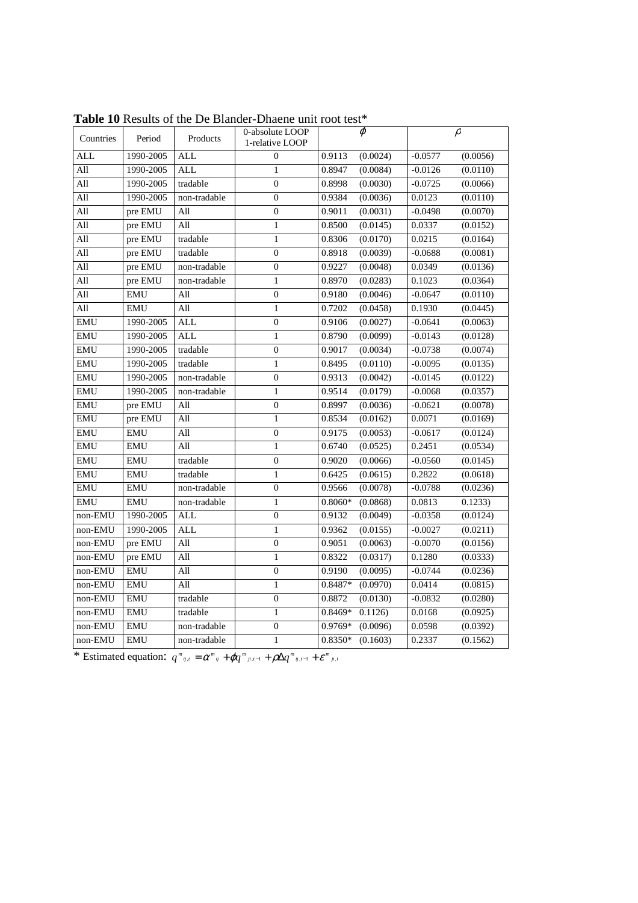**Table 10** Results of the De Blander-Dhaene unit root test*

| Countries | Period | Products | 0-absolute LOOP 1-relative LOOP | $\varphi$ | | $\rho$ | |
|---|---|---|---|---|---|---|---|
| ALL | 1990-2005 | ALL | 0 | 0.9113 | (0.0024) | -0.0577 | (0.0056) |
| All | 1990-2005 | ALL | 1 | 0.8947 | (0.0084) | -0.0126 | (0.0110) |
| All | 1990-2005 | tradable | 0 | 0.8998 | (0.0030) | -0.0725 | (0.0066) |
| All | 1990-2005 | non-tradable | 0 | 0.9384 | (0.0036) | 0.0123 | (0.0110) |
| All | pre EMU | All | 0 | 0.9011 | (0.0031) | -0.0498 | (0.0070) |
| All | pre EMU | All | 1 | 0.8500 | (0.0145) | 0.0337 | (0.0152) |
| All | pre EMU | tradable | 1 | 0.8306 | (0.0170) | 0.0215 | (0.0164) |
| All | pre EMU | tradable | 0 | 0.8918 | (0.0039) | -0.0688 | (0.0081) |
| All | pre EMU | non-tradable | 0 | 0.9227 | (0.0048) | 0.0349 | (0.0136) |
| All | pre EMU | non-tradable | 1 | 0.8970 | (0.0283) | 0.1023 | (0.0364) |
| All | EMU | All | 0 | 0.9180 | (0.0046) | -0.0647 | (0.0110) |
| All | EMU | All | 1 | 0.7202 | (0.0458) | 0.1930 | (0.0445) |
| EMU | 1990-2005 | ALL | 0 | 0.9106 | (0.0027) | -0.0641 | (0.0063) |
| EMU | 1990-2005 | ALL | 1 | 0.8790 | (0.0099) | -0.0143 | (0.0128) |
| EMU | 1990-2005 | tradable | 0 | 0.9017 | (0.0034) | -0.0738 | (0.0074) |
| EMU | 1990-2005 | tradable | 1 | 0.8495 | (0.0110) | -0.0095 | (0.0135) |
| EMU | 1990-2005 | non-tradable | 0 | 0.9313 | (0.0042) | -0.0145 | (0.0122) |
| EMU | 1990-2005 | non-tradable | 1 | 0.9514 | (0.0179) | -0.0068 | (0.0357) |
| EMU | pre EMU | All | 0 | 0.8997 | (0.0036) | -0.0621 | (0.0078) |
| EMU | pre EMU | All | 1 | 0.8534 | (0.0162) | 0.0071 | (0.0169) |
| EMU | EMU | All | 0 | 0.9175 | (0.0053) | -0.0617 | (0.0124) |
| EMU | EMU | All | 1 | 0.6740 | (0.0525) | 0.2451 | (0.0534) |
| EMU | EMU | tradable | 0 | 0.9020 | (0.0066) | -0.0560 | (0.0145) |
| EMU | EMU | tradable | 1 | 0.6425 | (0.0615) | 0.2822 | (0.0618) |
| EMU | EMU | non-tradable | 0 | 0.9566 | (0.0078) | -0.0788 | (0.0236) |
| EMU | EMU | non-tradable | 1 | 0.8060* | (0.0868) | 0.0813 | 0.1233) |
| non-EMU | 1990-2005 | ALL | 0 | 0.9132 | (0.0049) | -0.0358 | (0.0124) |
| non-EMU | 1990-2005 | ALL | 1 | 0.9362 | (0.0155) | -0.0027 | (0.0211) |
| non-EMU | pre EMU | All | 0 | 0.9051 | (0.0063) | -0.0070 | (0.0156) |
| non-EMU | pre EMU | All | 1 | 0.8322 | (0.0317) | 0.1280 | (0.0333) |
| non-EMU | EMU | All | 0 | 0.9190 | (0.0095) | -0.0744 | (0.0236) |
| non-EMU | EMU | All | 1 | 0.8487* | (0.0970) | 0.0414 | (0.0815) |
| non-EMU | EMU | tradable | 0 | 0.8872 | (0.0130) | -0.0832 | (0.0280) |
| non-EMU | EMU | tradable | 1 | 0.8469* | 0.1126) | 0.0168 | (0.0925) |
| non-EMU | EMU | non-tradable | 0 | 0.9769* | (0.0096) | 0.0598 | (0.0392) |
| non-EMU | EMU | non-tradable | 1 | 0.8350* | (0.1603) | 0.2337 | (0.1562) |

* Estimated equation: $q^m_{ij,t} = \alpha^m_{ij} + \varphi q^m_{ji,t-1} + \rho \Delta q^m_{ij,t-1} + \varepsilon^m_{ji,t}$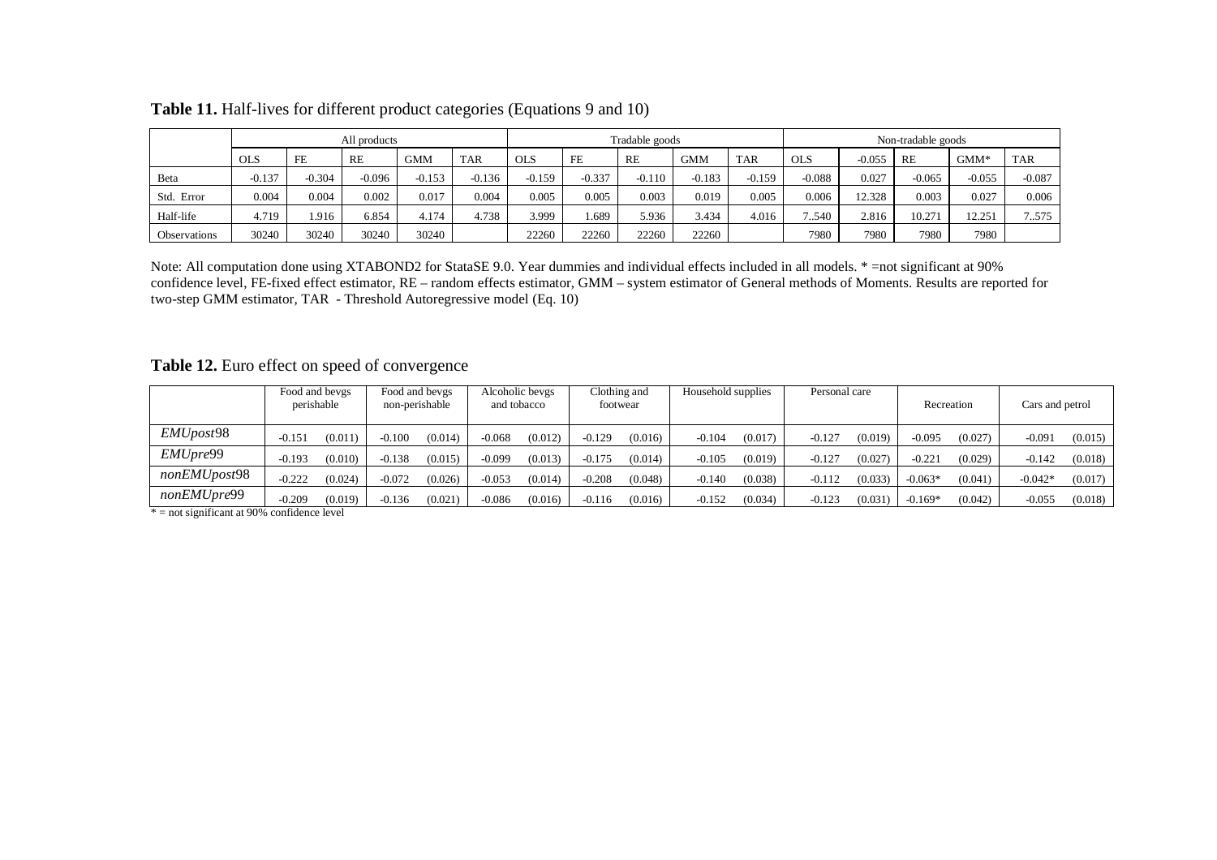**Table 11.** Half-lives for different product categories (Equations 9 and 10)

| | All products | | | | | Tradable goods | | | | | Non-tradable goods | | | | |
|---|---|---|---|---|---|---|---|---|---|---|---|---|---|---|---|
| | OLS | FE | RE | GMM | TAR | OLS | FE | RE | GMM | TAR | OLS | -0.055 | RE | GMM* | TAR |
| Beta | -0.137 | -0.304 | -0.096 | -0.153 | -0.136 | -0.159 | -0.337 | -0.110 | -0.183 | -0.159 | -0.088 | 0.027 | -0.065 | -0.055 | -0.087 |
| Std. Error | 0.004 | 0.004 | 0.002 | 0.017 | 0.004 | 0.005 | 0.005 | 0.003 | 0.019 | 0.005 | 0.006 | 12.328 | 0.003 | 0.027 | 0.006 |
| Half-life | 4.719 | 1.916 | 6.854 | 4.174 | 4.738 | 3.999 | 1.689 | 5.936 | 3.434 | 4.016 | 7..540 | 2.816 | 10.271 | 12.251 | 7..575 |
| Observations | 30240 | 30240 | 30240 | 30240 | | 22260 | 22260 | 22260 | 22260 | | 7980 | 7980 | 7980 | 7980 | |

Note: All computation done using XTABOND2 for StataSE 9.0. Year dummies and individual effects included in all models. * =not significant at 90% confidence level, FE-fixed effect estimator, RE – random effects estimator, GMM – system estimator of General methods of Moments. Results are reported for two-step GMM estimator, TAR - Threshold Autoregressive model (Eq. 10)

**Table 12.** Euro effect on speed of convergence

| | Food and bevgs perishable | | Food and bevgs non-perishable | | Alcoholic bevgs and tobacco | | Clothing and footwear | | Household supplies | | Personal care | | Recreation | | Cars and petrol | |
|---|---|---|---|---|---|---|---|---|---|---|---|---|---|---|---|---|
| *EMUpost*98 | -0.151 | (0.011) | -0.100 | (0.014) | -0.068 | (0.012) | -0.129 | (0.016) | -0.104 | (0.017) | -0.127 | (0.019) | -0.095 | (0.027) | -0.091 | (0.015) |
| *EMUpre*99 | -0.193 | (0.010) | -0.138 | (0.015) | -0.099 | (0.013) | -0.175 | (0.014) | -0.105 | (0.019) | -0.127 | (0.027) | -0.221 | (0.029) | -0.142 | (0.018) |
| *nonEMUpost*98 | -0.222 | (0.024) | -0.072 | (0.026) | -0.053 | (0.014) | -0.208 | (0.048) | -0.140 | (0.038) | -0.112 | (0.033) | -0.063* | (0.041) | -0.042* | (0.017) |
| *nonEMUpre*99 | -0.209 | (0.019) | -0.136 | (0.021) | -0.086 | (0.016) | -0.116 | (0.016) | -0.152 | (0.034) | -0.123 | (0.031) | -0.169* | (0.042) | -0.055 | (0.018) |

* = not significant at 90% confidence level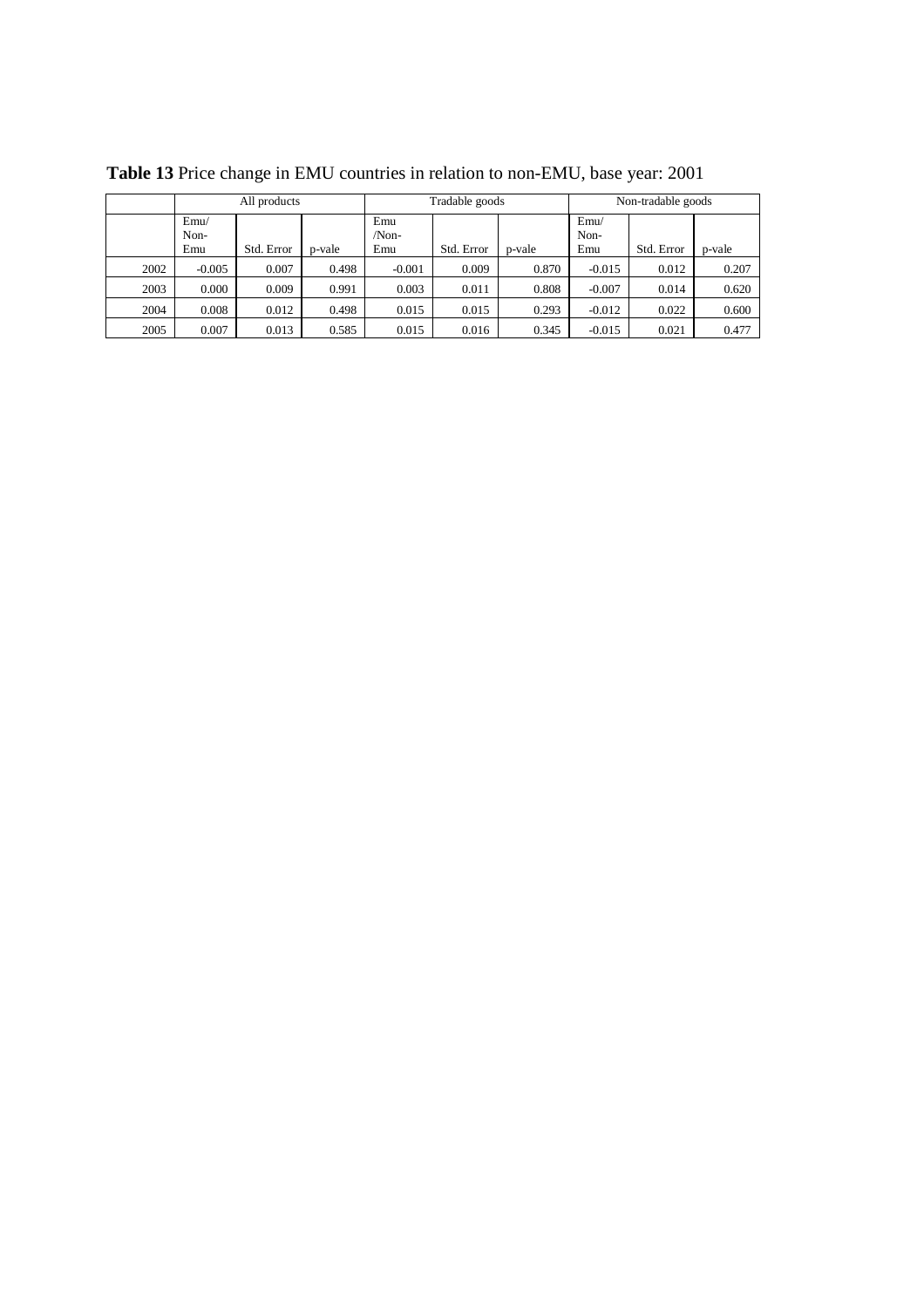**Table 13** Price change in EMU countries in relation to non-EMU, base year: 2001

| | All products | | | Tradable goods | | | Non-tradable goods | | |
|---|---|---|---|---|---|---|---|---|---|
| | Emu/ Non-Emu | Std. Error | p-vale | Emu /Non-Emu | Std. Error | p-vale | Emu/ Non-Emu | Std. Error | p-vale |
| 2002 | -0.005 | 0.007 | 0.498 | -0.001 | 0.009 | 0.870 | -0.015 | 0.012 | 0.207 |
| 2003 | 0.000 | 0.009 | 0.991 | 0.003 | 0.011 | 0.808 | -0.007 | 0.014 | 0.620 |
| 2004 | 0.008 | 0.012 | 0.498 | 0.015 | 0.015 | 0.293 | -0.012 | 0.022 | 0.600 |
| 2005 | 0.007 | 0.013 | 0.585 | 0.015 | 0.016 | 0.345 | -0.015 | 0.021 | 0.477 |